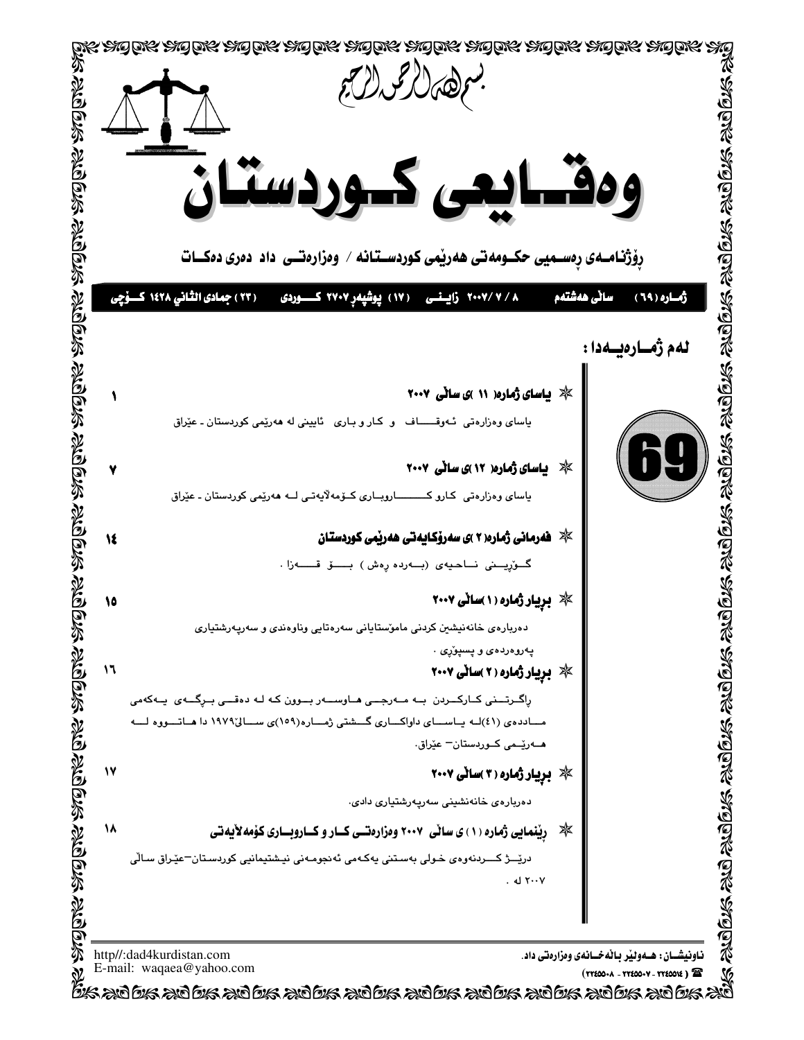بسم الله الرحمن الرحيم

# وەقـايعی كـوردستان

## رۆژنامـەی رەسـمیی حكـومەتی هەرێمی كوردسـتانە / وەزارەتـی داد دەری دەكـات

ژمـارە (٦٩) &nbsp; ساڵی هەشتەم &nbsp; ٨ / ٧ /٢٠٠٧ زايـنـی &nbsp; (١٧) پوشپەڕ ٢٧٠٧ كـوردی &nbsp; (٢٣) جمادی الثانی ١٤٢٨ كـۆچی

**لەم ژمـارەيـەدا :**

69

✻ **ياسای ژمارە( ١١ )ی ساڵی ٢٠٠٧** — ١

ياسای وەزارەتی ئـەوقـاف و كار و باری ئايينی لە هەرێمی كوردستان ـ عێراق

✻ **ياسای ژمارە( ١٢ )ی ساڵی ٢٠٠٧** — ٧

ياسای وەزارەتی كارو كـاروبـاری كـۆمەڵايەتی لـە هەرێمی كوردستان ـ عێراق

✻ **فەرمانی ژمارە( ٢ )ی سەرۆكايەتی هەرێمی كوردستان** — ١٤

گـۆڕيـنی نـاحيەی (بـەردە ڕەش ) بـۆ قـەزا .

✻ **بڕيار ژمارە ( ١ )ساڵی ٢٠٠٧** — ١٥

دەربارەی خانەنيشين كردنی مامۆستايانی سەرەتايی وناوەندی و سەرپەرشتياری پەروەردەی و پسپۆڕی .

✻ **بڕيار ژمارە ( ٢ )ساڵی ٢٠٠٧** — ١٦

ڕاگـرتـنی كـاركـردن بـە مـەرجـی هـاوسـەر بـوون كە لە دەقـی بـڕگـەی يـەكەمی مـاددەی (٤١)لـە يـاسـای داواكـاری گـشتی ژمـارە(١٥٩)ی سـاڵی١٩٧٩ دا هـاتـووە لـە هـەرێـمی كـوردستان– عێراق.

✻ **بڕيار ژمارە ( ٣ )ساڵی ٢٠٠٧** — ١٧

دەربارەی خانەنشينی سەرپەرشتياری دادی.

✻ **ڕێنمايی ژمارە ( ١ ) ی ساڵی ٢٠٠٧ وەزارەتـی كـار و كـاروبـاری كۆمەڵايەتی** — ١٨

درێـژ كـردنەوەی خولی بەستنی يەكەمی ئەنجومەنی نيشتيمانيی كوردستان–عێراق ساڵی ٢٠٠٧ لە .

http//:dad4kurdistan.com
E-mail: waqaea@yahoo.com

ناونيشـان : هـەولێر باڵەخـانەی وەزارەتی داد.
☎ ( ٢٢٤٥٥١٤ - ٢٢٤٥٥٠٧ - ٢٢٤٥٥٠٨)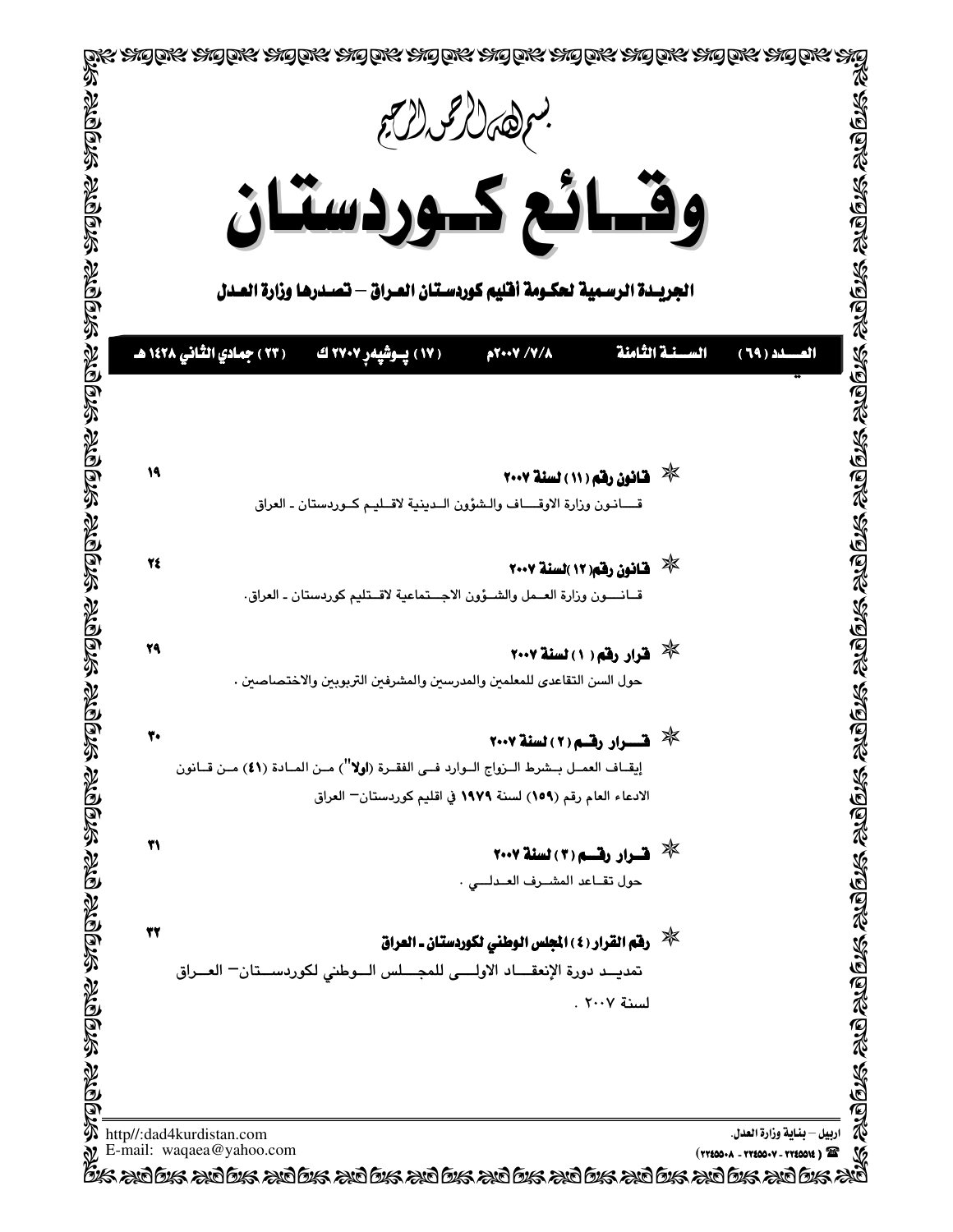بسم الله الرحمن الرحيم

# وقائع كوردستان

**الجريدة الرسمية لحكومة أقليم كوردستان العراق – تصدرها وزارة العدل**

**العدد (٦٩)** | **السنة الثامنة** | **٢٠٠٧/٧/٨م** | **(١٧) پوشپەڕ ٢٧٠٧ ك** | **(٢٣) جمادي الثاني ١٤٢٨ هـ**

---

✳ **قانون رقم (١١) لسنة ٢٠٠٧** ١٩

قانون وزارة الاوقاف والشؤون الدينية لاقليم كوردستان ـ العراق

✳ **قانون رقم(١٢)لسنة ٢٠٠٧** ٢٤

قانون وزارة العمل والشؤون الاجتماعية لاقليم كوردستان ـ العراق.

✳ **قرار رقم (١) لسنة ٢٠٠٧** ٢٩

حول السن التقاعدي للمعلمين والمدرسين والمشرفين التربويين والاختصاصين .

✳ **قرار رقم (٢) لسنة ٢٠٠٧** ٣٠

إيقاف العمل بشرط الزواج الوارد فى الفقرة (**اولا**") من المادة (**٤١**) من قانون الادعاء العام رقم (**١٥٩**) لسنة **١٩٧٩** في اقليم كوردستان– العراق

✳ **قرار رقم (٣) لسنة ٢٠٠٧** ٣١

حول تقاعد المشرف العدلي .

✳ **رقم القرار (٤) المجلس الوطني لكوردستان ـ العراق** ٣٢

تمديد دورة الإنعقاد الاولى للمجلس الوطني لكوردستان– العراق لسنة ٢٠٠٧ .

---

http//:dad4kurdistan.com
E-mail: waqaea@yahoo.com

اربيل – بناية وزارة العدل.
☎ (٢٢٤٥٥١٤ - ٢٢٤٥٥٠٧ - ٢٢٤٥٥٠٨)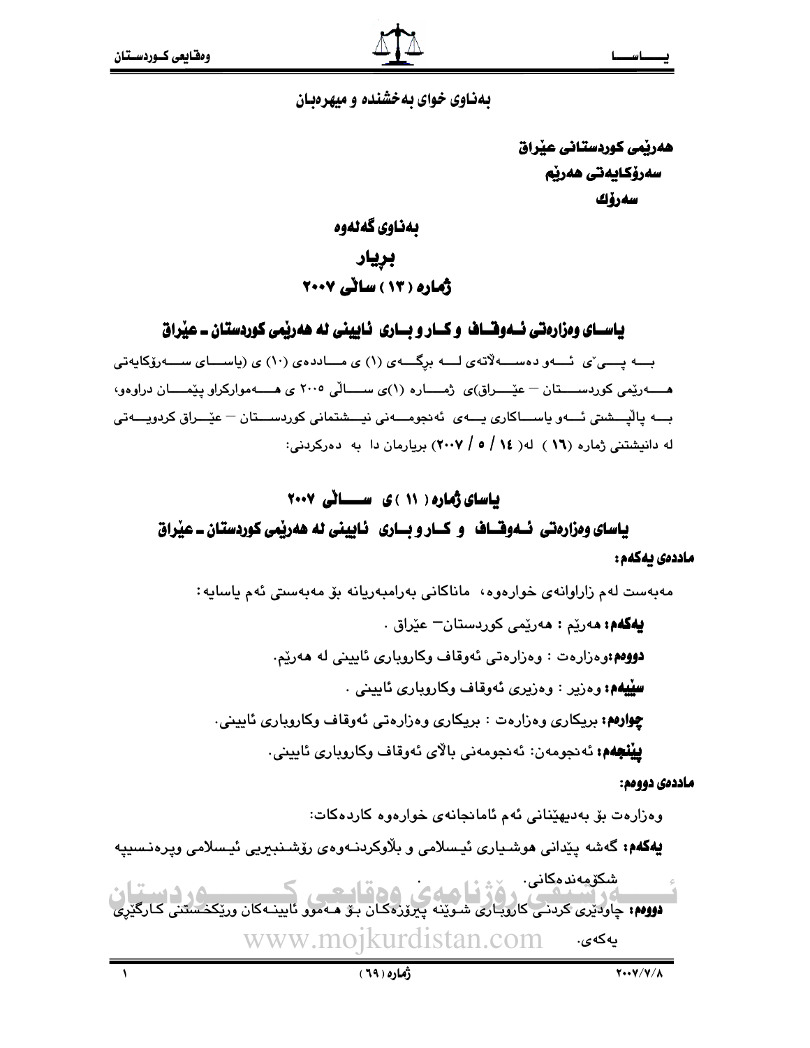بەناوی خوای بەخشندە و میهرەبان

**هەرێمی کوردستانی عێراق**
**سەرۆکایەتی هەرێم**
**سەرۆك**

## بەناوی گەلەوە

## بڕیار

## ژمارە (١٣) ساڵی ٢٠٠٧

## یاسای وەزارەتی ئەوقاف و کار و باری ئایینی لە هەرێمی کوردستان ـ عێراق

بە پێی ئەو دەسەڵاتەی لە برگەی (١) ی ماددەی (١٠) ی (یاسای سەرۆکایەتی هەرێمی کوردستان – عێراق)ی ژمارە (١)ی ساڵی ٢٠٠٥ ی هەمووارکراو پێمان دراوەو، بە پاڵپشتی ئەو یاساکاری یەی ئەنجومەنی نیشتمانی کوردستان – عێراق کردویەتی لە دانیشتنی ژمارە (١٦) لە( ١٤ / ٥ / ٢٠٠٧) بریارمان دا بە دەرکردنی:

## یاسای ژمارە ( ١١ ) ی ساڵی ٢٠٠٧

## یاسای وەزارەتی ئەوقاف و کار و باری ئایینی لە هەرێمی کوردستان ـ عێراق

**ماددەی یەکەم:**

مەبەست لەم زاراوانەی خوارەوە، ماناکانی بەرامبەریانە بۆ مەبەستی ئەم یاسایە:

**یەکەم:** هەرێم : هەرێمی کوردستان– عێراق .

**دووەم:** وەزارەت : وەزارەتی ئەوقاف وکاروباری ئایینی لە هەرێم.

**سێیەم:** وەزیر : وەزیری ئەوقاف وکاروباری ئایینی .

**چوارەم:** بریکاری وەزارەت : بریکاری وەزارەتی ئەوقاف وکاروباری ئایینی.

**پێنجەم:** ئەنجومەن: ئەنجومەنی باڵای ئەوقاف وکاروباری ئایینی.

**ماددەی دووەم:**

وەزارەت بۆ بەدیهێنانی ئەم ئامانجانەی خوارەوە کاردەکات:

**یەکەم:** گەشە پێدانی هوشیاری ئیسلامی و بڵاوکردنەوەی ڕۆشنبیریی ئیسلامی وپرەنسیپە شکۆمەندەکانی.

**دووەم:** چاودێری کردنی کاروباری شوێنە پیرۆزەکان بۆ هەموو ئایینەکان وڕێکخستنی کارگێری یەکەی.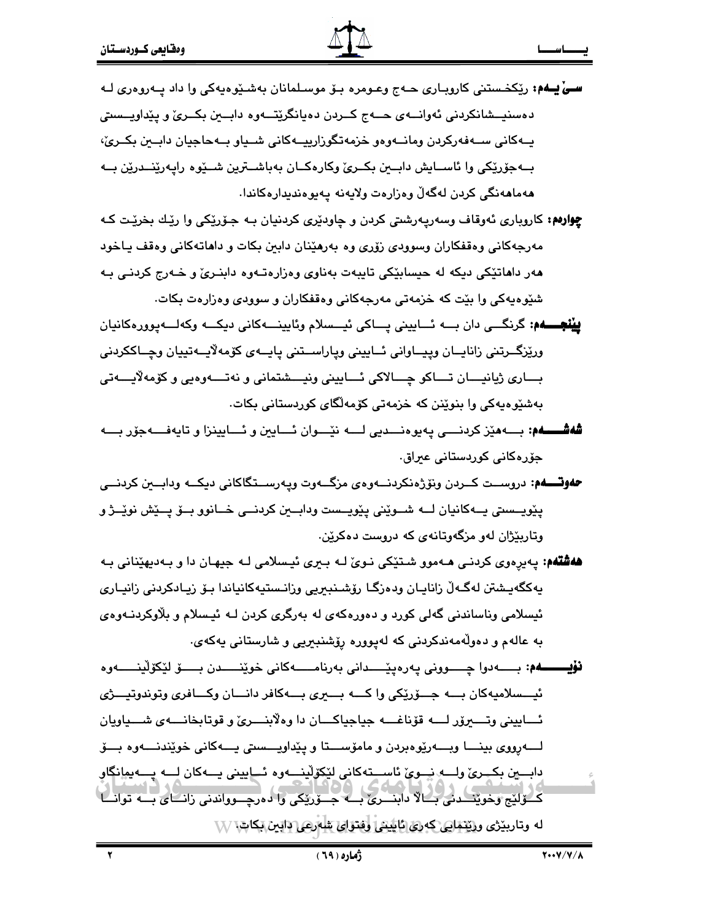**سێیەم:** ڕێکخستنی کاروباری حەج وعومرە بۆ موسڵمانان بەشێوەیەکی وا داد پەروەری لە دەستنیشانکردنی ئەوانەی حەج کردن دەیانگرێتەوە دابین بکرێ و پێداویستی یەکانی سەفەرکردن ومانەوەو خزمەتگوزارییەکانی شیاو بەحاجیان دابین بکرێ، بەجۆرێکی وا ئاسایش دابین بکرێ وکارەکان بەباشترین شێوە راپەڕێندرێن بە هەماهەنگی کردن لەگەڵ وەزارەت ولایەنە پەیوەندیدارەکاندا.

**چوارەم:** کاروباری ئەوقاف وسەرپەرشتی کردن و چاودێری کردنیان بە جۆرێکی وا رێك بخرێت کە مەرجەکانی وەقفکاران وسوودی زۆری وە بەرهێنان دابین بکات و داهاتەکانی وەقف یاخود هەر داهاتێکی دیکە لە حیسابێکی تایبەت بەناوی وەزارەتەوە دابنرێ و خەرج کردنی بە شێوەیەکی وا بێت کە خزمەتی مەرجەکانی وەقفکاران و سوودی وەزارەت بکات.

**پێنجەم:** گرنگی دان بە ئایینی پاکی ئیسلام وئایینەکانی دیکە وکەلەپوورەکانیان ورێزگرتنی زانایان وپیاوانی ئایینی وپاراستنی پایەی کۆمەڵایەتییان وچاککردنی باری ژیانیان تاکو چالاکی ئایینی ونیشتمانی و نەتەوەیی و کۆمەڵایەتی بەشێوەیەکی وا بنوێنن کە خزمەتی کۆمەڵگای کوردستانی بکات.

**شەشەم:** بەهێز کردنی پەیوەندیی لە نێوان ئایین و ئایینزا و تایەفە جۆر بە جۆرەکانی کوردستانی عیراق.

**حەوتەم:** دروست کردن ونۆژەنکردنەوەی مزگەوت وپەرستگاکانی دیکە ودابین کردنی پێویستی یەکانیان لە شوێنی پێویست ودابین کردنی خانوو بۆ پێش نوێژ و وتاربێژان لەو مزگەوتانەی کە دروست دەکرێن.

**هەشتەم:** پەیڕەوی کردنی هەموو شتێکی نوێ لە بیری ئیسلامی لە جیهان دا و بەدیهێنانی بە یەکگەیشتن لەگەڵ زانایان ودەزگا رۆشنبیریی وزانستیەکانیاندا بۆ زیادکردنی زانیاری ئیسلامی وناساندنی گەلی کورد و دەورەکەی لە بەرگری کردن لە ئیسلام و بڵاوکردنەوەی بە عالەم و دەوڵەمەندکردنی کە لەپوورە رۆشنبیریی و شارستانی یەکەی.

**نۆیەم:** بەدوا چوونی پەرەپێدانی بەرنامەکانی خوێندن بۆ لێکۆڵینەوە ئیسلامیەکان بە جۆرێکی وا کە بیری بەکافر دانان وکافری وتوندوتیژی ئایینی وتیرۆر لە قۆناغە جیاجیاکان دا وەلابنرێ و قوتابخانەی شیاویان لەرووی بینا وبەرێوەبردن و مامۆستا و پێداویستی یەکانی خوێندنەوە بۆ دابین بکرێ ولە نوێ ئاستەکانی لێکۆڵینەوە ئایینی یەکان لە پەیمانگاو کۆلێج وخوێندنی باڵا دابنرێ بە جۆرێکی وا دەرچوواندنی زانای بە توانا لە وتاربێژی ورێنمایی کەری ئایینی وفتوای شەرعی دابین بکات.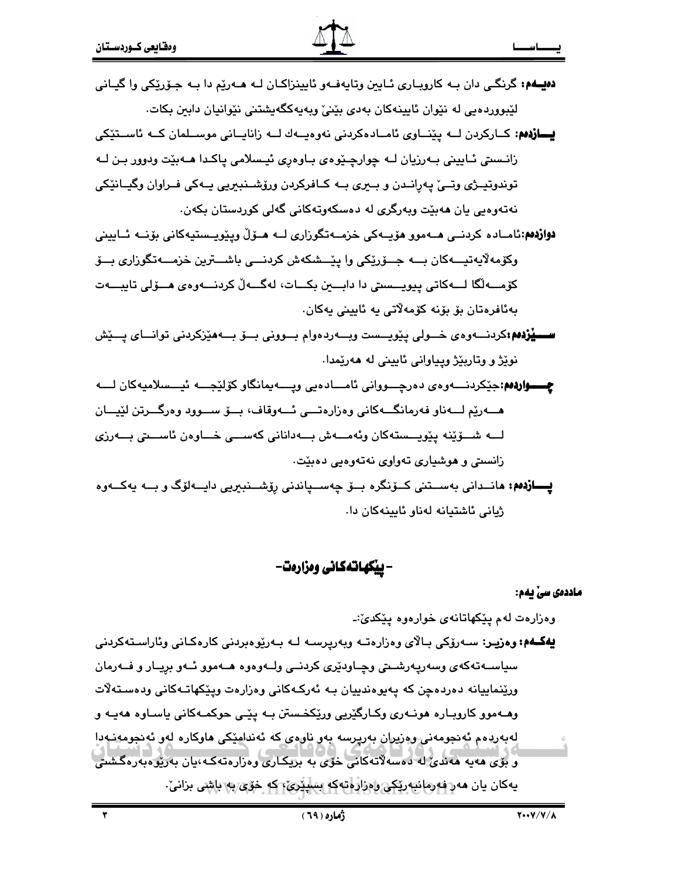**دەیـەم:** گرنگـی دان بـە کاروبـاری ئـاین وتایەفـەو ئایینزاکـان لـە هـەرێم دا بـە جـۆرێکی وا گیـانی لێبووردەیی لە نێوان ئایینەکان بەدی بێنێ وبەیەکگەیشتنی نێوانیان دابین بکات.

**یـــازدەم:** کــارکردن لــە پێنــاوی ئامــادەکردنی نەوەیــەك لــە زانایــانی موســلمان کــە ئاســتێکی زانسـتی ئـاینی بـەرزیان لـە چوارچـێوەی بـاوەڕی ئیـسلامی پاکـدا هـەبێت ودوور بـن لـە توندوتیــژی وتــێ پەڕانــدن و بــیری بــە کــافرکردن ورۆشــنبیریی یــەکی فــراوان وگیــانێکی نەتەوەیی یان هەبێت وبەرگری لە دەسکەوتەکانی گەلی کوردستان بکەن.

**دوازدەم:** ئامــادە کردنــی هــەموو هۆیــەکی خزمــەتگوزاری لــە هــۆڵ وپێویــستیەکانی بۆنــە ئــایینی وکۆمەڵایەتیــەکان بــە جــۆرێکی وا پێــشکەش کردنــی باشــترین خزمــەتگوزاری بــۆ کۆمــەڵگا لــەکاتی پێویــستی دا دابــین بکــات، لەگــەڵ کردنــەوەی هــۆلی تایبــەت بەئافرەتان بۆ بۆنە کۆمەڵاتی یە ئایینی یەکان.

**ســـێزدەم:** کردنـــەوەی خـــولی پێویـــست وبـــەردەوام بـــوونی بـــۆ بـــەهێزکردنی توانـــای پـــێش نوێژ و وتاربێژ وپیاوانی ئایینی لە هەرێمدا.

**چــــواردەم:** جێکردنـــەوەی دەرچـــوانی ئامـــادەیی وپـــەیمانگاو کۆلێجـــە ئیـــسلامیەکان لـــە هـــەرێم لـــەناو فەرمانگـــەکانی وەزارەتـــی ئـــەوقاف، بـــۆ ســـوود وەرگـــرتن لێیـــان لــە شــۆێنە پێویــستەکان وئەمــەش بــەدانانی کەســی خــاوەن ئاســتی بــەرزی زانستی و هوشیاری تەواوی نەتەوەیی دەبێت.

**پـــازدەم:** هانــدانی بەســتنی کــۆنگرە بــۆ چەســپاندنی رۆشــنبیریی دایــەلۆگ و بــە یەکــەوە ژیانی ئاشتیانە لەناو ئایینەکان دا.

## - پێکهاتەکانی وەزارەت-

**ماددەی سێ یەم:**

وەزارەت لەم پێکهاتانەی خوارەوە پێکدێ:-

**یەکـەم: وەزیـر:** سـەرۆکی بـاڵای وەزارەتـە وبەرپرسـە لـە بـەرێوەبردنی کارەکـانی وئاراسـتەکردنی سیاسـەتەکەی وسەرپەرشـتی وچـاودێری کردنـی ولـەوەوە هـەموو ئـەو بڕیـار و فـەرمان ورێنماییانە دەردەچن کە پەیوەندییان بـە ئەرکـەکانی وەزارەت وپێکهاتـەکانی ودەسـتەڵات وهـەموو کاروبـارە هونـەری وکـارگێریی ورێکخستن بـە پێـی حوکمـەکانی یاسـاوە هەیـە و لەبەردەم ئەنجومەنی وەزیران بەرپرسە بەو ناوەی کە ئەندامێکی هاوکارە لەو ئەنجومەنـەدا و بۆی هەیە هەندێ لە دەسەڵاتەکانی خۆی بە بریکاری وەزارەتەکـە،یان بەرێوەبەرەگشتی یەکان یان هەر فەرمانبەرێکی وەزارەتەکە بسپێرێ، کە خۆی بە باشی بزانێ.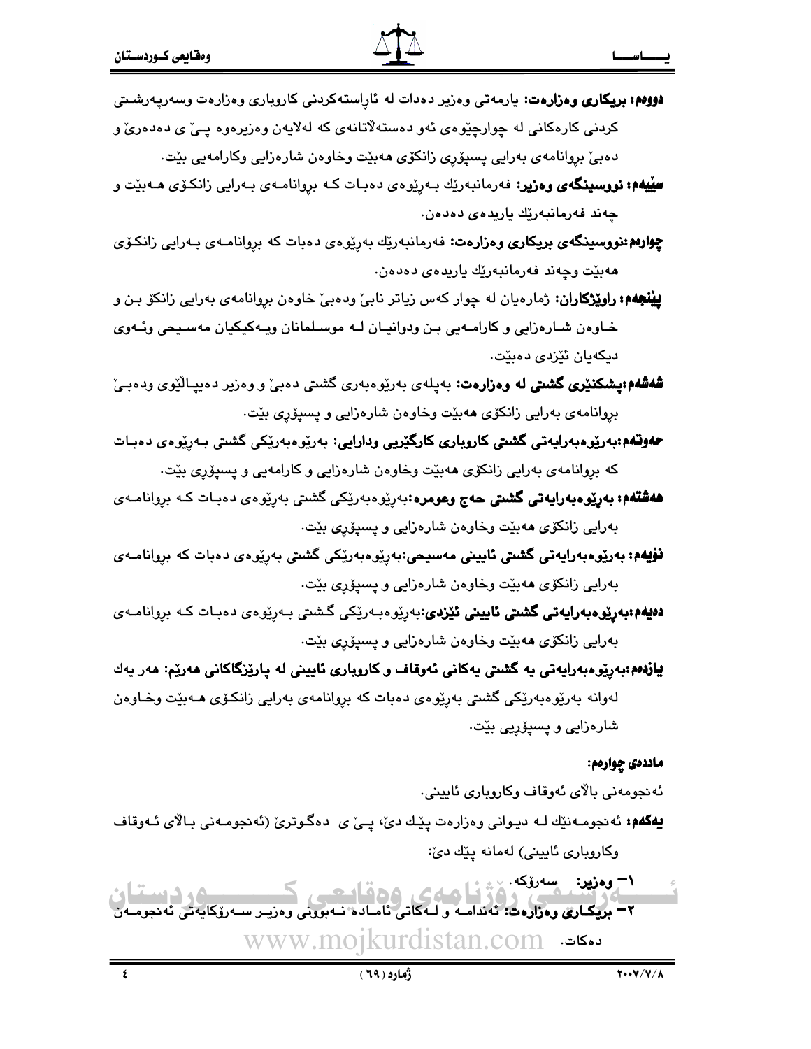**دووەم: بریکاری وەزارەت:** یارمەتی وەزیر دەدات لە ئاڕاستەکردنی کاروباری وەزارەت وسەرپەرشتی کردنی کارەکانی لە چوارچێوەی ئەو دەستەڵاتانەی کە لەلایەن وەزیرەوە پـێ ی دەدەرێ و دەبێ بڕوانامەی بەرایی پسپۆڕی زانکۆی هەبێت وخاوەن شارەزایی وکارامەیی بێت.

**سێیەم: نووسینگەی وەزیر:** فەرمانبەرێك بـەڕێوەی دەبـات کـە بڕوانامـەی بـەرایی زانکـۆی هـەبێت و چەند فەرمانبەرێك یاریدەی دەدەن.

**چوارەم:نووسینگەی بریکاری وەزارەت:** فەرمانبەرێك بەڕێوەی دەبات کە بڕوانامـەی بـەرایی زانکـۆی هەبێت وچەند فەرمانبەرێك یاریدەی دەدەن.

**پێنجەم: راوێژکاران:** ژمارەیان لە چوار کەس زیاتر نابێ ودەبێ خاوەن بڕوانامەی بەرایی زانکۆ بـن و خـاوەن شـارەزایی و کارامـەیی بـن ودوانیـان لـە موسـلمانان ویـەکێکیان مەسـیحی وئـەوی دیکەیان ئێزدی دەبێت.

**شەشەم:پشکنێری گشتی لە وەزارەت:** بەپلەی بەڕێوەبەری گشتی دەبێ و وەزیر دەیپاڵێوی ودەبـێ بڕوانامەی بەرایی زانکۆی هەبێت وخاوەن شارەزایی و پسپۆڕی بێت.

**حەوتەم:بەڕێوەبەرایەتی گشتی کاروباری کارگێریی ودارایی:** بەڕێوەبەرێکی گشتی بـەڕێوەی دەبـات کە بڕوانامەی بەرایی زانکۆی هەبێت وخاوەن شارەزایی و کارامەیی و پسپۆڕی بێت.

**هەشتەم: بەڕێوەبەرایەتی گشتی حەج وعومرە:**بەڕێوەبەرێکی گشتی بەڕێوەی دەبـات کـە بڕوانامـەی بەرایی زانکۆی هەبێت وخاوەن شارەزایی و پسپۆڕی بێت.

**نۆیەم: بەڕێوەبەرایەتی گشتی ئایینی مەسیحی:**بەڕێوەبەرێکی گشتی بەڕێوەی دەبات کە بڕوانامـەی بەرایی زانکۆی هەبێت وخاوەن شارەزایی و پسپۆڕی بێت.

**دەیەم:بەڕێوەبەرایەتی گشتی ئایینی ئێزدی:**بەڕێوەبـەرێکی گـشتی بـەڕێوەی دەبـات کـە بڕوانامـەی بەرایی زانکۆی هەبێت وخاوەن شارەزایی و پسپۆڕی بێت.

**یازدەم:بەڕێوەبەرایەتی یە گشتی یەکانی ئەوقاف و کاروباری ئایینی لە پارێزگاکانی هەرێم:** هەر یەك لەوانە بەڕێوەبەرێکی گشتی بەڕێوەی دەبات کە بڕوانامەی بەرایی زانکـۆی هـەبێت وخـاوەن شارەزایی و پسپۆڕیی بێت.

**ماددەی چوارەم:**

ئەنجومەنی باڵای ئەوقاف وکاروباری ئایینی.

**یەکەم:** ئەنجومـەنێك لـە دیـوانی وەزارەت پێـك دێ، پـێ ی دەگـوترێ (ئەنجومـەنی بـاڵای ئـەوقاف وکاروباری ئایینی) لەمانە پێك دێ:

١- **وەزیر:** سەرۆکە.

٢- **بریکـاری وەزارەت:** ئەندامـە و لـەکاتی ئامـادە نـەبوونی وەزیـر سـەرۆکایەتی ئەنجومـەن دەکات.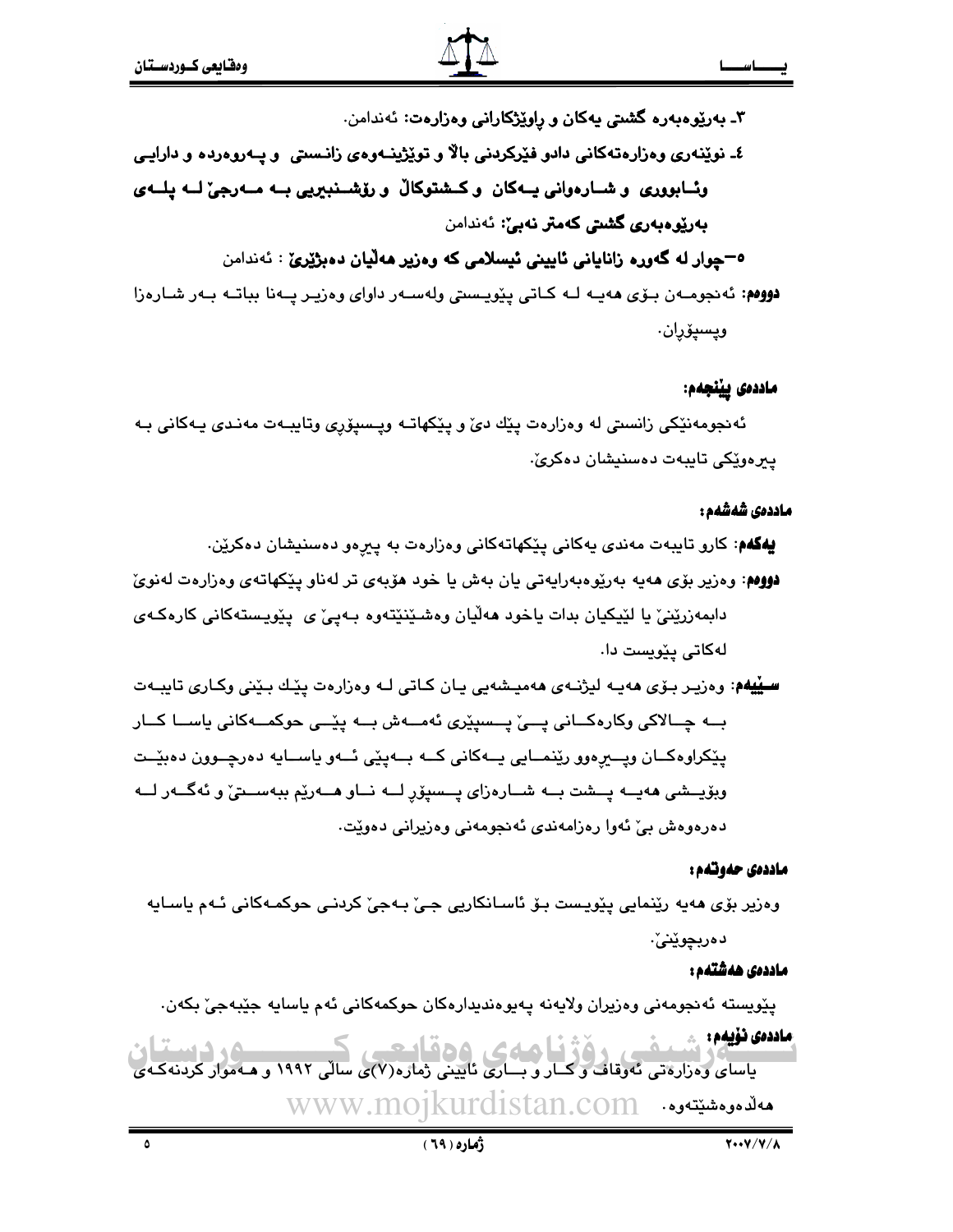٣ـ **بەڕێوەبەرە گشتی یەکان و ڕاوێژکارانی وەزارەت:** ئەندامن.

٤ـ **نوێنەری وەزارەتەکانی دادو فێرکردنی باڵا و توێژینـەوەی زانستی و پـەروەردە و دارایـی وئـابووری و شـارەوانی یـەکان و کـشتوکاڵ و ڕۆشـنبیریی بـە مـەرجێ لـە پلـەی بەڕێوەبەری گشتی کەمتر نەبێ:** ئەندامن

٥ـ **چوار لە گەورە زانایانی ئایینی ئیسلامی کە وەزیر هەڵیان دەبژێرێ** : ئەندامن

**دووەم:** ئەنجومـەن بـۆی هەیـە لـە کـاتی پێویـستی ولەسـەر داوای وەزیـر پـەنا بباتـە بـەر شـارەزا وپسپۆڕان.

**ماددەی پێنجەم:**

ئەنجومەنێکی زانستی لە وەزارەت پێك دێ و پێکهاتـە وپـسپۆڕی وتایبـەت مەنـدی یـەکانی بـە پیرەوێکی تایبەت دەسنیشان دەکرێ.

**ماددەی شەشەم:**

**یەکەم:** کارو تایبەت مەندی یەکانی پێکهاتەکانی وەزارەت بە پیڕەو دەسنیشان دەکرێن.

**دووەم:** وەزیر بۆی هەیە بەڕێوەبەرایەتی یان بەش یا خود هۆبەی تر لەناو پێکهاتەی وەزارەت لەنوێ دابمەزرێنێ یا لێکیان بدات یاخود هەڵیان وەشـێنێتەوە بـەپێ ی پێویستەکانی کارەکـەی لەکاتی پێویست دا.

**سێیەم:** وەزیـر بـۆی هەیـە لیژنـەی هەمیـشەیی یـان کـاتی لـە وەزارەت پێـك بـێنی وکـاری تایبـەت بــە چــالاکی وکارەکــانی پــێ پــسپێری ئەمــەش بــە پێــی حوکمــەکانی یاســا کــار پێکراوەکــان وپــیڕەوو ڕێنمــایی یــەکانی کــە بــەپێی ئــەو یاســایە دەرچــوون دەبێــت وبۆیــشی هەیــە پــشت بــە شــارەزای پــسپۆڕ لــە نــاو هــەرێم ببەســتێ و ئەگــەر لــە دەرەوەش بێ ئەوا ڕەزامەندی ئەنجومەنی وەزیرانی دەوێت.

**ماددەی حەوتەم:**

وەزیر بۆی هەیە ڕێنمایی پێویـست بـۆ ئاسـانکاریی جـێ بـەجێ کردنـی حوکمـەکانی ئـەم یاسـایە دەربچوێنێ.

**ماددەی هەشتەم:**

پێویستە ئەنجومەنی وەزیران ولایەنە پەیوەندیدارەکان حوکمەکانی ئەم یاسایە جێبەجێ بکەن.

**ماددەی نۆیەم:**

یاسای وەزارەتی ئەوقاف و کـار و بــاری ئایینی ژمارە(٧)ی ساڵی ١٩٩٢ و هـەموار کردنەکـەی هەڵدەوەشێتەوە.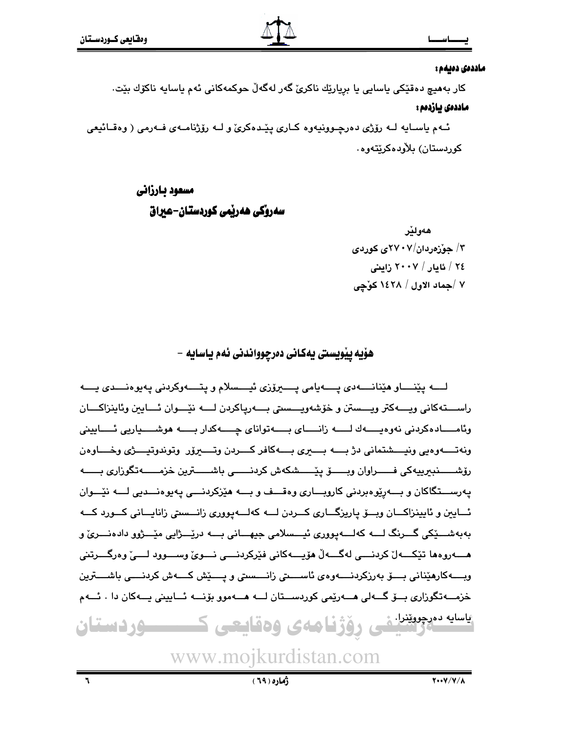**ماددەی دەیەم:**

کار بەهیچ دەقێکی یاسایی یا بڕیارێك ناکرێ گەر لەگەڵ حوکمەکانی ئەم یاسایە ناکۆك بێت.

**ماددەی یازدەم:**

ئەم یاسایە لە ڕۆژی دەرچوونیەوە کاری پێدەکرێ و لە ڕۆژنامەی فەرمی ( وەقائیعی کوردستان) بڵاودەکرێتەوە.

**مسعود بارزانی**

**سەرۆکی هەرێمی کوردستان-عیراق**

هەولێر

٣/ جۆزەردان/٢٧٠٧ی کوردی

٢٤ / ئایار / ٢٠٠٧ زایینی

٧ /جماد الاول / ١٤٢٨ کۆچی

## هۆیە پێویستی یەکانی دەرچوواندنی ئەم یاسایە -

لە پێناو هێنانەدی پەیامی پیرۆزی ئیسلام و پتەوکردنی پەیوەندی یە ڕاستەکانی ویەکتر ویستن و خۆشەویستی بەرپاکردن لە نێوان ئایین وئاینزاکان وئامادەکردنی نەوەیەك لە زانای بەتوانای چەکدار بە هوشیاریی ئایینی ونەتەوەیی ونیشتمانی دژ بە بیری بەکافر کردن وتیرۆر وتوندوتیژی وخاوەن ڕۆشنبیرییەکی فراوان وبۆ پێشکەش کردنی باشترین خزمەتگوزاری بە پەرستگاکان و بەڕێوەبردنی کاروباری وەقف و بە هێزکردنی پەیوەندیی لە نێوان ئایین و ئایینزاکان وبۆ پاریزگاری کردن لە کەلەپووری زانستی زانایانی کورد کە بەبەشێکی گرنگ لە کەلەپووری ئیسلامی جیهانی بە درێژایی مێژوو دادەنرێ و هەروەها تێکەڵ کردنی لەگەڵ هۆیەکانی فێرکردنی نوێ وسوود لێ وەرگرتنی وبەکارهێنانی بۆ بەرزکردنەوەی ئاستی زانستی و پێش کەش کردنی باشترین خزمەتگوزاری بۆ گەلی هەرێمی کوردستان لە هەموو بۆنە ئایینی یەکان دا . ئەم یاسایە دەرچووێنرا.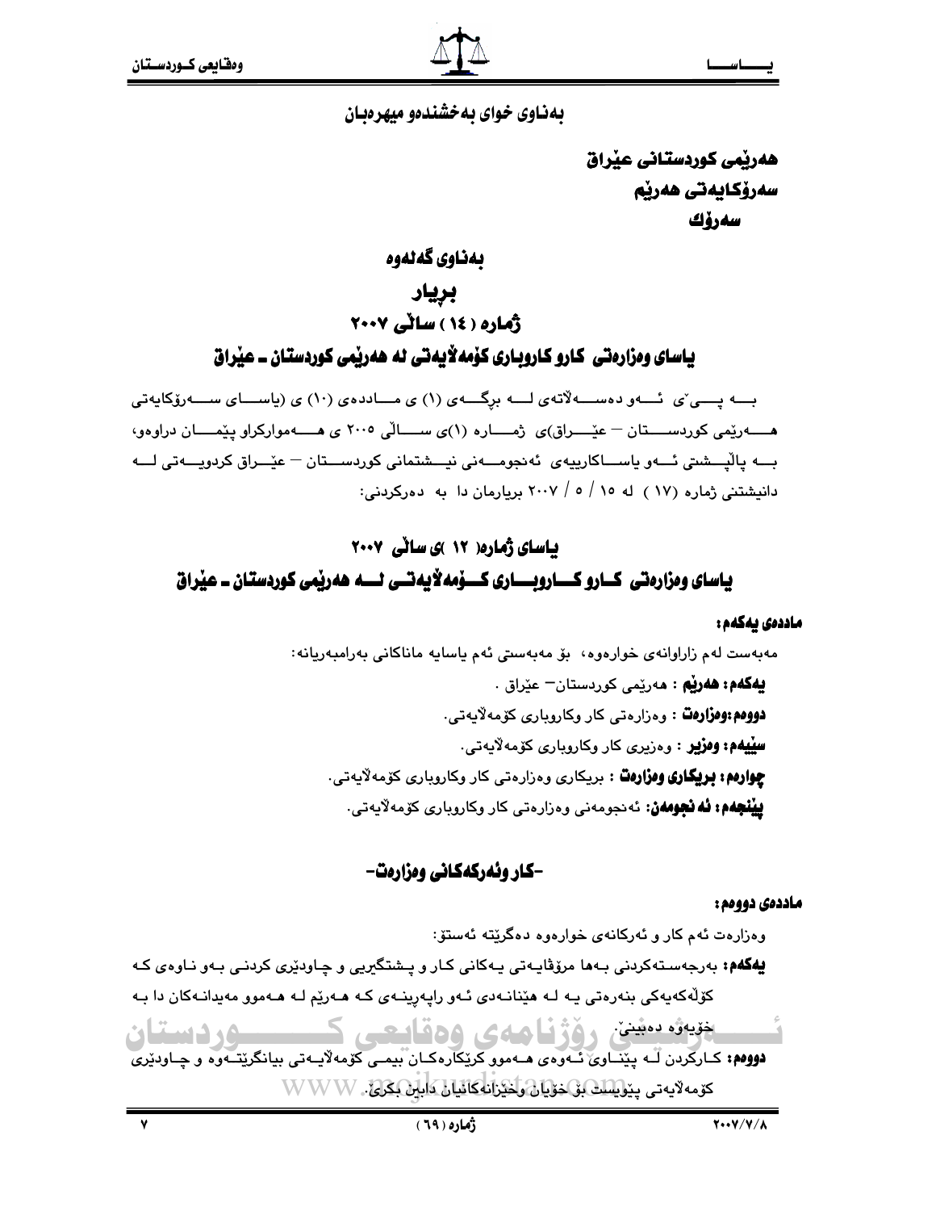بەناوی خوای بەخشندەو میهرەبان

**هەرێمی کوردستانی عێراق**
**سەرۆکایەتی هەرێم**
**سەرۆك**

## بەناوی گەلەوە

## بڕیار

## ژمارە ( ١٤ ) ساڵی ٢٠٠٧

## یاسای وەزارەتی کارو کاروباری کۆمەڵایەتی لە هەرێمی کوردستان ـ عێراق

بە پێی ئەو دەسەڵاتەی لە برگەی (١) ی ماددەی (١٠) ی (یاسای سەرۆکایەتی هەرێمی کوردستان – عێراق)ی ژمارە (١)ی ساڵی ٢٠٠٥ ی هەموارکراو پێمان دراوەو، بە پاڵپشتی ئەو یاساکارییەی ئەنجومەنی نیشتمانی کوردستان – عێراق کردویەتی لە دانیشتنی ژمارە (١٧ ) لە ١٥ / ٥ / ٢٠٠٧ بڕیارمان دا بە دەرکردنی:

## یاسای ژمارە( ١٢ )ی ساڵی ٢٠٠٧

## یاسای وەزارەتی کارو کاروباری کۆمەڵایەتی لە هەرێمی کوردستان ـ عێراق

**ماددەی یەکەم:**

مەبەست لەم زاراوانەی خوارەوە، بۆ مەبەستی ئەم یاسایە ماناکانی بەرامبەریانە:

**یەکەم: هەرێم** : هەرێمی کوردستان– عێراق .

**دووەم:وەزارەت** : وەزارەتی کار وکاروباری کۆمەڵایەتی.

**سێیەم: وەزیر** : وەزیری کار وکاروباری کۆمەڵایەتی.

**چوارەم: بریکاری وەزارەت** : بریکاری وەزارەتی کار وکاروباری کۆمەڵایەتی.

**پێنجەم: ئە نجومەن:** ئەنجومەنی وەزارەتی کار وکاروباری کۆمەڵایەتی.

### -کار وئەرکەکانی وەزارەت-

**ماددەی دووەم:**

وەزارەت ئەم کار و ئەرکانەی خوارەوە دەگرێتە ئەستۆ:

**یەکەم:** بەرجەستەکردنی بەها مرۆڤایەتی یەکانی کار و پشتگیریی و چاودێری کردنی بەو ناوەی کە کۆڵەکەیەکی بنەرەتی یە لە هێنانەدی ئەو راپەڕینەی کە هەرێم لە هەموو مەیدانەکان دا بە خۆیەوە دەبینێ.

**دووەم:** کارکردن لە پێناوی ئەوەی هەموو کرێکارەکان بیمەی کۆمەڵایەتی بیانگرێتەوە و چاودێری کۆمەڵایەتی پێویست بۆ خۆیان وخێزانەکانیان دابین بکرێ.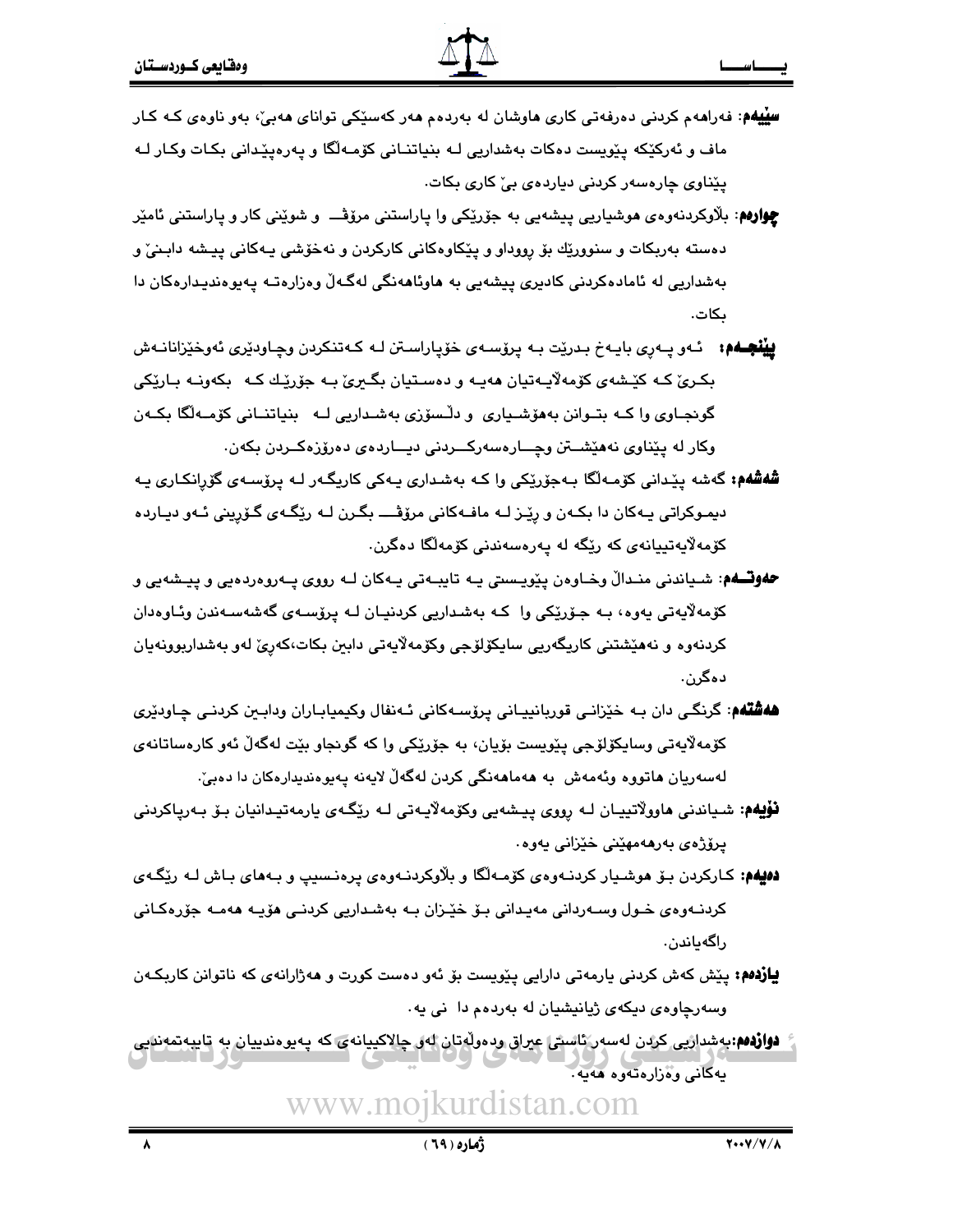**سێیەم:** فەراهەم کردنی دەرفەتی کاری هاوشان لە بەردەم هەر کەسێکی توانای هەبێ، بەو ناوەی کە کار ماف و ئەرکێکە پێویست دەکات بەشداریی لـە بنیاتنـانی کۆمـەڵگا و پەرەپێدانی بکـات وکـار لـە پێناوی چارەسەر کردنی دیاردەی بێ کاری بکات.

**چوارەم:** بڵاوکردنەوەی هوشیاریی پیشەیی بە جۆرێکی وا پاراستنی مرۆڤ و شوێنی کار و پاراستنی ئامێر دەستە بەربکات و سنوورێك بۆ رووداو و پێکاوەکانی کارکردن و نەخۆشی یـەکانی پیـشە دابـنێ و بەشداریی لە ئامادەکردنی کادیری پیشەیی بە هاوئاهەنگی لەگـەڵ وەزارەتـە پەیوەندیدارەکان دا بکات.

**پێنجەم:** ئـەو پـەڕی بایـەخ بـدرێت بـە پرۆسـەی خۆپاراسـتن لـە کـەتنکردن وچـاودێری ئەوخێزانانـەش بکـرێ کـە کێـشەی کۆمەڵایـەتیان هەیـە و دەسـتیان بگـیرێ بـە جۆرێـك کـە بکەونـە بـارێکی گونجـاوی وا کـە بتـوانن بەهۆشـیاری و دڵـسۆزی بەشـداریی لـە بنیاتنـانی کۆمـەڵگا بکـەن وکار لە پێناوی نەهێشـتن وچـارەسەرکـردنی دیـاردەی دەرۆزەکـردن بکەن.

**شەشەم:** گەشە پێدانی کۆمـەڵگا بـەجۆرێکی وا کـە بەشداری یـەکی کاریگـەر لـە پرۆسـەی گۆڕانکـاری یـە دیمـوکراتی یـەکان دا بکـەن و رێـز لـە مافـەکانی مرۆڤ بگـرن لـە رێگـەی گـۆڕینی ئـەو دیـاردە کۆمەڵایەتییانەی کە رێگە لە پەرەسەندنی کۆمەڵگا دەگرن.

**حەوتەم:** شـیاندنی منـداڵ وخـاوەن پێویـستی یـە تایبـەتی یـەکان لـە رووی پـەروەردەیی و پیـشەیی و کۆمەڵایەتی یەوە، بـە جـۆرێکی وا کـە بەشـداریی کردنیـان لـە پرۆسـەی گەشەسـەندن وئـاوەدان کردنەوە و نەهێشتنی کاریگەریی سایکۆلۆجی وکۆمەڵایەتی دابین بکات،کەرێ لەو بەشداربوونەیان دەگرن.

**هەشتەم:** گرنگـی دان بـە خێزانـی قوربانییـانی پرۆسـەکانی ئـەنفال وکیمیابـاران ودابـین کردنـی چـاودێری کۆمەڵایەتی وسایکۆلۆجی پێویست بۆیان، بە جۆرێکی وا کە گونجاو بێت لەگەڵ ئەو کارەساتانەی لەسەریان هاتووە وئەمەش بە هەماهەنگی کردن لەگەڵ لایەنە پەیوەندیدارەکان دا دەبێ.

**نۆیەم:** شـیاندنی هاووڵاتییـان لـە رووی پیـشەیی وکۆمەڵایـەتی لـە رێگـەی یارمەتیـدانیان بـۆ بـەرپاکردنی پرۆژەی بەرهەمهێنی خێزانی یەوە.

**دەیەم:** کـارکردن بـۆ هوشـیار کردنـەوەی کۆمـەڵگا و بڵاوکردنـەوەی پرەنـسیپ و بـەهای بـاش لـە رێگـەی کردنـەوەی خـول وسـەردانی مەیـدانی بـۆ خێـزان بـە بەشـداریی کردنـی هۆیـە هەمـە جۆرەکـانی راگەیاندن.

**یازدەم:** پێش کەش کردنی یارمەتی دارایی پێویست بۆ ئەو دەست کورت و هەژارانەی کە ناتوانن کاربکـەن وسەرچاوەی دیکەی ژیانیشیان لە بەردەم دا نی یە.

**دوازدەم:** بەشداریی کردن لەسەر ئاستی عیراق ودەوڵەتان لەو چالاکییانەی کە پەیوەندییان بە تایبەتمەندیی یەکانی وەزارەتەوە هەیە.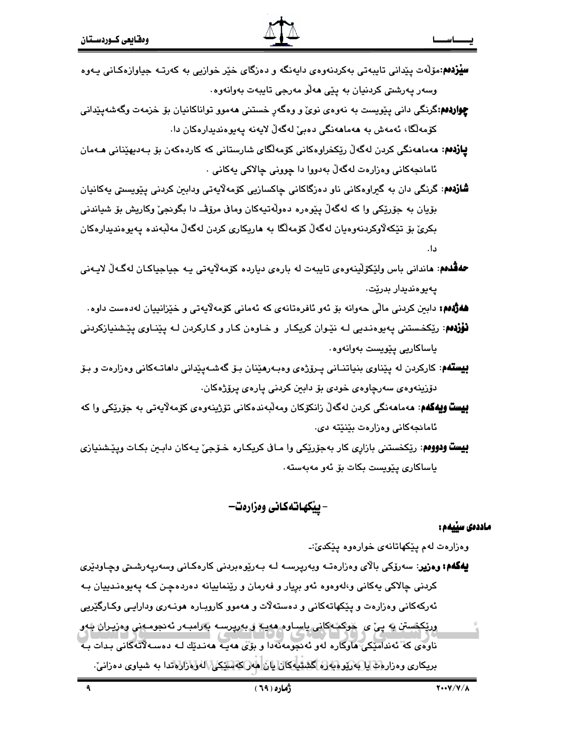**سێزدەم:** مۆڵەت پێدانی تایبەتی بەکردنەوەی دایەنگە و دەزگای خێر خوازیی بە کەرتـە جیاوازەکـانی یـەوە وسەر پەرشتی کردنیان بە پێی هەڵو مەرجی تایبەت بەوانەوە.

**چواردەم:** گرنگی دانی پێویست بە نەوەی نوێ و وەگەڕ خستنی هەموو تواناکانیان بۆ خزمەت وگەشەپێدانی کۆمەڵگا، ئەمەش بە هەماهەنگی دەبێ لەگەڵ لایەنە پەیوەندیدارەکان دا.

**پازدەم:** هەماهەنگی کردن لەگەڵ رێکخراوەکانی کۆمەڵگای شارستانی کە کاردەکەن بۆ بـەدیهێنانی هـەمان ئامانجەکانی وەزارەت لەگەڵ بەدووا دا چوونی چالاکی یەکانی .

**شازدەم:** گرنگی دان بە گیراوەکانی ناو دەزگاکانی چاکسازیی کۆمەڵایەتی ودابین کردنی پێویستی یەکانیان بۆیان بە جۆرێکی وا کە لەگەڵ پێوەرە دەوڵەتیەکان وماف مرۆڤـ دا بگونجێ وکاریش بۆ شیاندنی بکرێ بۆ تێکەڵاوکردنەوەیان لەگەڵ کۆمەڵگا بە هاریکاری کردن لەگەڵ مەڵبەندە پەیوەندیدارەکان دا.

**حەڤدەم:** هاندانی باس ولێکۆڵینەوەی تایبەت لە بارەی دیاردە کۆمەڵایەتی یـە جیاجیاکـان لەگـەڵ لایـەنی پەیوەندیدار بدرێت.

**هەژدەم:** دابین کردنی ماڵی حەوانە بۆ ئەو ئافرەتانەی کە ئەمانی کۆمەڵایەتی و خێزانییان لەدەست داوە.

**نۆزدەم:** رێکخستنی پەیوەنـدیی لـە نێـوان کریکـار و خـاوەن کـار و کـارکردن لـە پێنـاوی پێـشنیازکردنی یاساکاریی پێویست بەوانەوە.

**بیستەم:** کارکردن لە پێناوی بنیاتنـانی پـرۆژەی وەبـەرهێنان بـۆ گەشـەپێدانی داهاتـەکانی وەزارەت و بـۆ دۆزینەوەی سەرچاوەی خودی بۆ دابین کردنی پارەی پرۆژەکان.

**بیست ویەکەم:** هەماهەنگی کردن لەگەڵ زانکۆکان ومەڵبەندەکانی تۆژینەوەی کۆمەڵایەتی بە جۆرێکی وا کە ئامانجەکانی وەزارەت بێنێتە دی.

**بیست ودووەم:** رێکخستنی بازاڕی کار بەجۆرێکی وا مـاف کریکـارە خـۆجیێ یـەکان دابـین بکـات وپێـشنیازی یاساکاری پێویست بکات بۆ ئەو مەبەستە.

## - پێکهاتەکانی وەزارەت-

**ماددەی سێیەم:**

وەزارەت لەم پێکهاتانەی خوارەوە پێکدێ:-

**یەکەم: وەزیر:** سەرۆکی باڵای وەزارەتـە وبەرپرسـە لـە بـەڕێوەبردنی کارەکـانی وسەرپەرشـتی وچـاودێری کردنی چالاکی یەکانی و،لەوەوە ئەو بڕیار و فەرمان و رێنماییانە دەردەچـن کـە پەیوەنـدییان بـە ئەرکەکانی وەزارەت و پێکهاتەکانی و دەستەڵات و هەموو کاروبـارە هونـەری ودارایـی وکـارگێریی ورێکخستن بە پێ ی حوکمـەکانی یاسـاوە هەیـە و بەرپرسـە بەرامبـەر ئەنجومـەنی وەزیـران بـەو ناوەی کە ئەندامێکی هاوکارە لەو ئەنجومەنەدا و بۆی هەیـە هەنـدێك لـە دەسـەڵاتەکانی بـدات بـە بریکاری وەزارەت یا بەڕێوەبەرە گشتیەکان یان هەر کەسێکی لەوەزارەتدا بە شیاوی دەزانێ.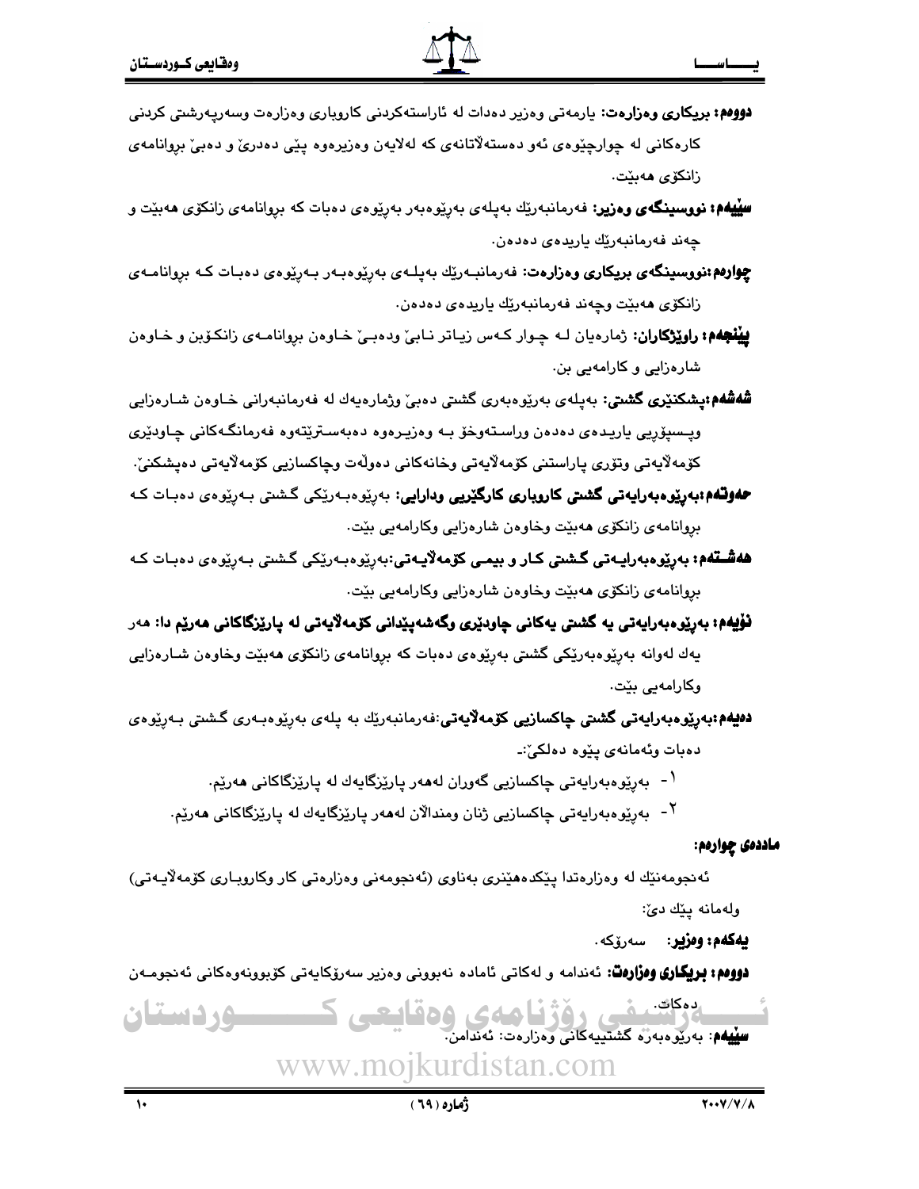**دووەم: بریکاری وەزارەت:** یارمەتی وەزیر دەدات لە ئاراستەکردنی کاروباری وەزارەت وسەرپەرشتی کردنی کارەکانی لە چوارچێوەی ئەو دەستەڵاتانەی کە لەلایەن وەزیرەوە پێی دەدرێ و دەبێ بڕوانامەی زانکۆی هەبێت.

**سێیەم: نووسینگەی وەزیر:** فەرمانبەرێك بەپلەی بەڕێوەبەر بەڕێوەی دەبات کە بڕوانامەی زانکۆی هەبێت و چەند فەرمانبەرێك یاریدەی دەدەن.

**چوارەم:نووسینگەی بریکاری وەزارەت:** فەرمانبەرێك بەپلەی بەڕێوەبەر بەڕێوەی دەبات کە بڕوانامەی زانکۆی هەبێت وچەند فەرمانبەرێك یاریدەی دەدەن.

**پێنجەم: راوێژکاران:** ژمارەیان لە چوار کەس زیاتر نابێ ودەبێ خاوەن بڕوانامەی زانکۆبن و خاوەن شارەزایی و کارامەیی بن.

**شەشەم:پشکنێری گشتی:** بەپلەی بەڕێوەبەری گشتی دەبێ وژمارەیەك لە فەرمانبەرانی خاوەن شارەزایی وپسپۆڕیی یاریدەی دەدەن وراستەوخۆ بە وەزیرەوە دەبەسترێتەوە فەرمانگەکانی چاودێری کۆمەڵایەتی وتۆری پاراستنی کۆمەڵایەتی وخانەکانی دەوڵەت وچاکسازیی کۆمەڵایەتی دەپشکنێ.

**حەوتەم:بەڕێوەبەرایەتی گشتی کاروباری کارگێریی ودارایی:** بەڕێوەبەرێکی گشتی بەڕێوەی دەبات کە بڕوانامەی زانکۆی هەبێت وخاوەن شارەزایی وکارامەیی بێت.

**هەشتەم: بەڕێوەبەرایەتی گشتی کار و بیمەی کۆمەڵایەتی:**بەڕێوەبەرێکی گشتی بەڕێوەی دەبات کە بڕوانامەی زانکۆی هەبێت وخاوەن شارەزایی وکارامەیی بێت.

**نۆیەم: بەڕێوەبەرایەتی یە گشتی یەکانی چاودێری وگەشەپێدانی کۆمەڵایەتی لە پارێزگاکانی هەرێم دا:** هەر یەك لەوانە بەڕێوەبەرێکی گشتی بەڕێوەی دەبات کە بڕوانامەی زانکۆی هەبێت وخاوەن شارەزایی وکارامەیی بێت.

**دەیەم:بەڕێوەبەرایەتی گشتی چاکسازیی کۆمەڵایەتی:**فەرمانبەرێك بە پلەی بەڕێوەبەری گشتی بەڕێوەی دەبات وئەمانەی پێوە دەلکێ:-

1- بەڕێوەبەرایەتی چاکسازیی گەوران لەهەر پارێزگایەك لە پارێزگاکانی هەرێم.
2- بەڕێوەبەرایەتی چاکسازیی ژنان ومنداڵان لەهەر پارێزگایەك لە پارێزگاکانی هەرێم.

**ماددەی چوارەم:**

ئەنجومەنێك لە وەزارەتدا پێکدەهێنری بەناوی (ئەنجومەنی وەزارەتی کار وکاروباری کۆمەڵایەتی) ولەمانە پێك دێ:

**یەکەم: وەزیر:** سەرۆکە.

**دووەم: بریکاری وەزارەت:** ئەندامە و لەکاتی ئامادە نەبوونی وەزیر سەرۆکایەتی کۆبوونەوەکانی ئەنجومەن دەکات.

**سێیەم:** بەڕێوەبەرە گشتییەکانی وەزارەت: ئەندامن.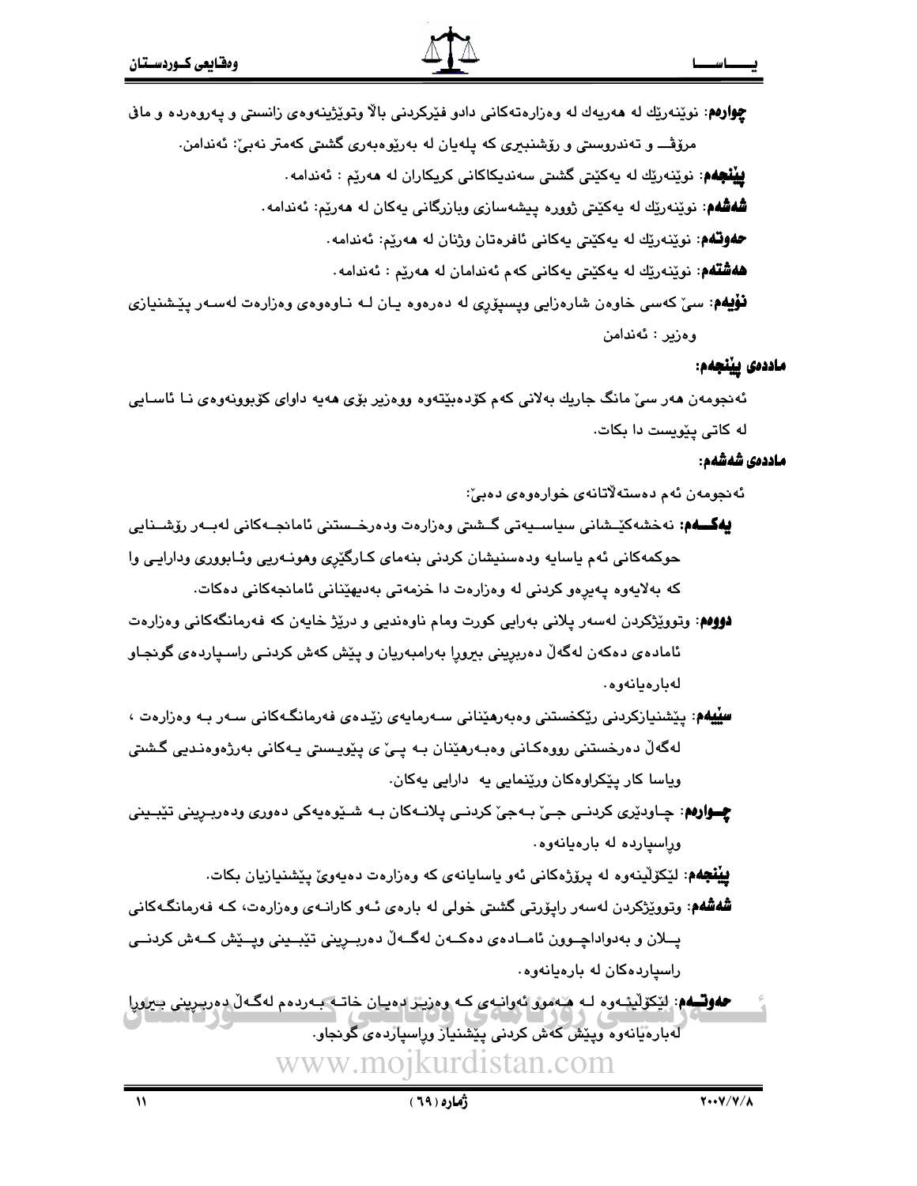**چوارەم**: نوێنەرێك لە هەریەك لە وەزارەتەكانی دادو فێركردنی بالاَ وتوێژینەوەی زانستی و پەروەردە و مافی مرۆڤ و تەندروستی و رۆشنبیری كە پلەیان لە بەرێوەبەری گشتی كەمتر نەبێ: ئەندامن.

**پێنجەم**: نوێنەرێك لە یەكێتی گشتی سەندیكاكانی كریكاران لە هەرێم : ئەندامە.

**شەشەم**: نوێنەرێك لە یەكێتی ژووره پیشەسازی وبازرگانی یەكان لە هەرێم: ئەندامە.

**حەوتەم**: نوێنەرێك لە یەكێتی یەكانی ئافرەتان وژنان لە هەرێم: ئەندامە.

**هەشتەم**: نوێنەرێك لە یەكێتی یەكانی كەم ئەندامان لە هەرێم : ئەندامە.

**نۆیەم**: سێ كەسی خاوەن شارەزایی وپسپۆری لە دەرەوە یان لە ناوەوەی وەزارەت لەسەر پێشنیازی وەزیر : ئەندامن

**ماددەی پێنجەم:**

ئەنجومەن هەر سێ مانگ جارێك بەلانی كەم كۆدەبێتەوە ووەزیر بۆی هەیە داوای كۆبوونەوەی نا ئاسایی لە كاتی پێویست دا بكات.

**ماددەی شەشەم:**

ئەنجومەن ئەم دەستەلاتانەی خوارەوەی دەبێ:

**یەكــەم**: نەخشەكێشانی سیاسـیەتی گـشتی وەزارەت ودەرخـستنی ئامانجـەكانی لەبـەر رۆشـنایی حوكمەكانی ئەم یاسایە ودەسنیشان كردنی بنەمای كـارگێری وهونـەریی وئـابووری ودارایـی وا كە بەلایەوە پەیرەو كردنی لە وەزارەت دا خزمەتی بەدیهێنانی ئامانجەكانی دەكات.

**دووەم**: وتووێژكردن لەسەر پلانی بەرایی كورت ومام ناوەندیی و درێژ خایەن كە فەرمانگەكانی وەزارەت ئامادەی دەكەن لەگەڵ دەربڕینی بیرورا بەرامبەریان و پێش كەش كردنـی راسـپاردەی گونجـاو لەبارەیانەوە.

**سێیەم**: پێشنیازكردنی رێكخستنی وەبەرهێنانی سـەرمایەی زێـدەی فەرمانگـەكانی سـەر بـە وەزارەت ، لەگەڵ دەرخستنی رووەكـانی وەبـەرهێنان بـە پـێ ی پێویـستی یـەكانی بەرژەوەنـدیی گـشتی ویاسا كار پێكراوەكان ورێنمایی یە دارایی یەكان.

**چــوارەم**: چـاودێری كردنـی جـێ بـەجێ كردنـی پلانـەكان بـە شـێوەیەكی دەوری ودەربـڕینی تێبـینی وراسپاردە لە بارەیانەوە.

**پێنجەم**: لێكۆڵینەوە لە پرۆژەكانی ئەو یاسایانەی كە وەزارەت دەیەوێ پێشنیازیان بكات.

**شەشەم**: وتووێژكردن لەسەر راپۆرتی گشتی خولی لە بارەی ئـەو كارانـەی وەزارەت، كـە فەرمانگـەكانی پـلان و بەدواداچـوون ئامـادەی دەكـەن لەگـەڵ دەربـڕینی تێبـینی وپـێش كـەش كردنـی راسپاردەكان لە بارەیانەوە.

**حەوتــەم**: لێكۆڵینـەوە لـە هـەموو ئەوانـەی كـە وەزیـر دەیـان خاتـە بـەردەم لەگـەڵ دەربـڕینی بیرورا لەبارەیانەوە وپێش كەش كردنی پێشنیاز وراسپاردەی گونجاو.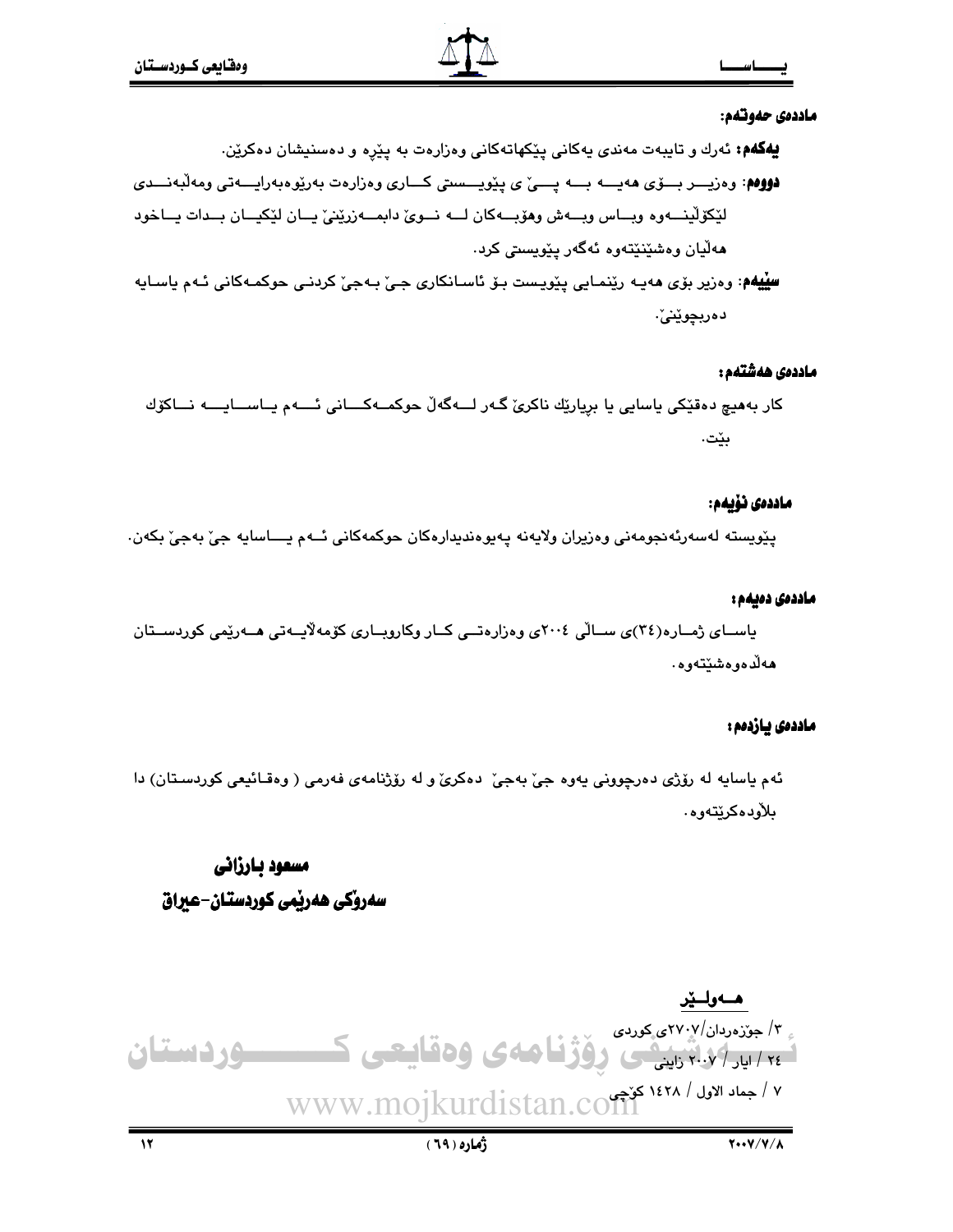**ماددەی حەوتەم:**

**یەکەم:** ئەرك و تایبەت مەندی یەکانی پێکهاتەکانی وەزارەت بە پێڕە و دەسنیشان دەکرێن.

**دووەم**: وەزیر بۆی هەیە بە پێی پێویستی کاری وەزارەت بەڕێوەبەرایەتی ومەڵبەندی لێکۆڵینەوە وبەش وهۆبەکان لە نوێ دابمەزرێنێ یان لێکیان بدات یاخود هەڵیان وەشێنێتەوە ئەگەر پێویستی کرد.

**سێیەم**: وەزیر بۆی هەیە رێنمایی پێویست بۆ ئاسانکاری جێ بەجێ کردنی حوکمەکانی ئەم یاسایە دەربچوێنێ.

**ماددەی هەشتەم:**

کار بەهیچ دەقێکی یاسایی یا بڕیارێك ناکرێ گەر لەگەڵ حوکمەکانی ئەم یاسایە ناکۆك بێت.

**ماددەی نۆیەم:**

پێویستە لەسەرئەنجومەنی وەزیران ولایەنە پەیوەندیدارەکان حوکمەکانی ئەم یاسایە جێ بەجێ بکەن.

**ماددەی دەیەم:**

یاسای ژمارە(٣٤)ی ساڵی ٢٠٠٤ی وەزارەتی کار وکاروباری کۆمەڵایەتی هەرێمی کوردستان هەڵدەوەشێتەوە.

**ماددەی یازدەم:**

ئەم یاسایە لە رۆژی دەرچوونی یەوە جێ بەجێ دەکرێ و لە رۆژنامەی فەرمی ( وەقائیعی کوردستان) دا بلاودەکرێتەوە.

**مسعود بارزانی**

**سەرۆکی هەرێمی کوردستان-عیراق**

**هەولێر**

٣/ جۆزەردان/٢٧٠٧ی کوردی

٢٤ / ایار / ٢٠٠٧ زاینی

٧ / جماد الاول / ١٤٢٨ کۆچی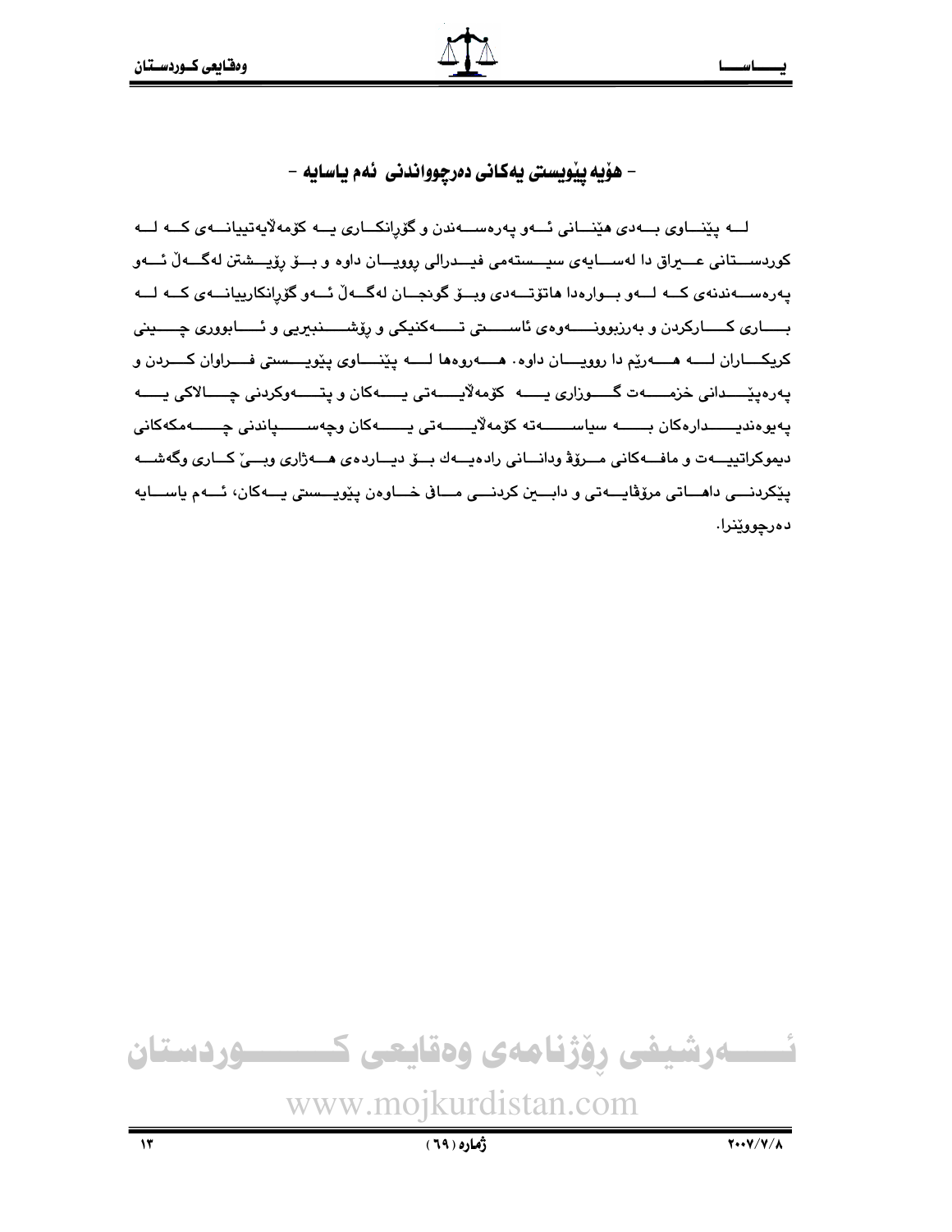## - هۆیە پێویستی یەکانی دەرچوواندنی ئەم یاسایە -

لە پێناوی بەدی هێنانی ئەو پەرەسەندن و گۆرانکاری یە کۆمەڵایەتییانەی کە لە کوردستانی عێراق دا لەسایەی سیستەمی فیدرالی روویان داوە و بۆ رۆیشتن لەگەڵ ئەو پەرەسەندنەی کە لەو بوارەدا هاتۆتەدی وبۆ گونجان لەگەڵ ئەو گۆرانکارییانەی کە لە باری کارکردن و بەرزبوونەوەی ئاستی تەکنیکی و رۆشنبیریی و ئابووری چینی کریکاران لە هەرێم دا روویان داوە. هەروەها لە پێناوی پێویستی فراوان کردن و پەرەپێدانی خزمەت گوزاری یە کۆمەڵایەتی یەکان و پتەوکردنی چالاکی یە پەیوەندیدارەکان بە سیاسەتە کۆمەڵایەتی یەکان وچەسپاندنی چەمکەکانی دیموکراتییەت و مافەکانی مرۆڤ ودانانی رادەیەك بۆ دیاردەی هەژاری وبێ کاری وگەشە پێکردنی داهاتی مرۆڤایەتی و دابین کردنی ماف خاوەن پێویستی یەکان، ئەم یاسایە دەرچووێنرا.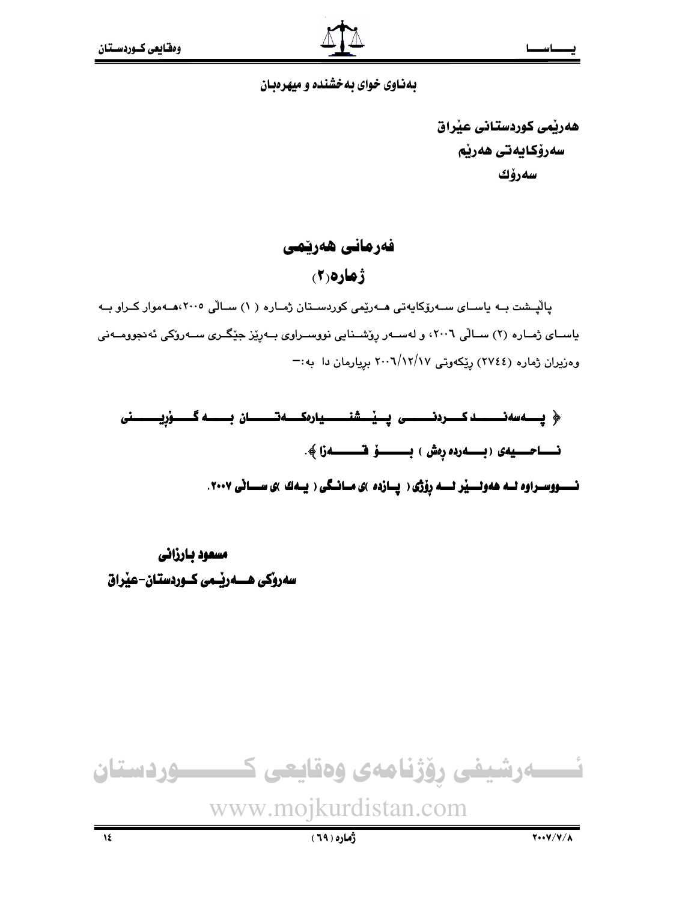بەناوی خوای بەخشندە و میهرەبان

هەرێمی کوردستانی عێراق
سەرۆکایەتی هەرێم
سەرۆك

# فەرمانی هەرێمی

## ژمارە(٢)

پاڵپشت بە یاسای سەرۆکایەتی هەرێمی کوردستان ژمارە ( ١) ساڵی ٢٠٠٥،هەموار کراو بە یاسای ژمارە (٢) ساڵی ٢٠٠٦، و لەسەر ڕۆشنایی نووسراوی بەڕێز جێگری سەرۆکی ئەنجوومەنی وەزیران ژمارە (٢٧٤٤) ڕێکەوتی ٢٠٠٦/١٢/١٧ بڕیارمان دا بە:-

**﴿ پەسەند کردنی پێشنیارەکەتان بە گۆڕینی ناحیەی (بەردە ڕەش ) بۆ قەزا ﴾.**

**نووسراوە لە هەولێر لە ڕۆژی ( پازدە )ی مانگی ( یەك )ی ساڵی ٢٠٠٧.**

**مسعود بارزانی**
**سەرۆکی هەرێمی کوردستان-عێراق**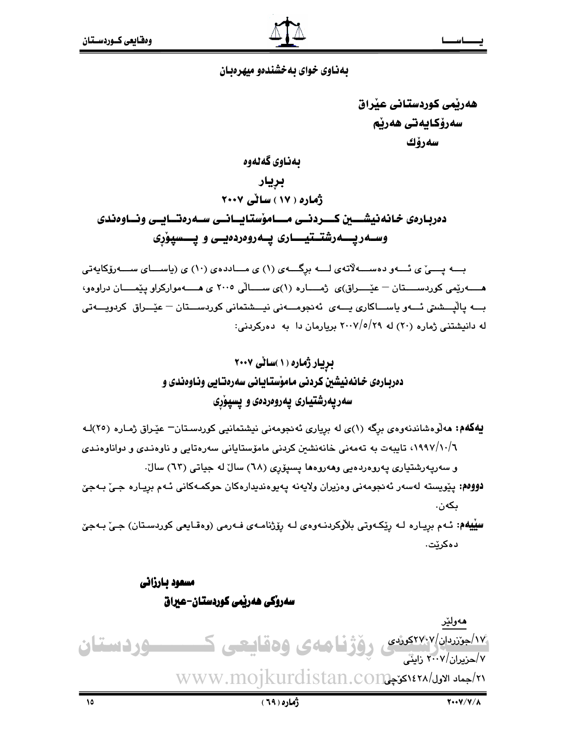بەناوی خوای بەخشندەو میهرەبان

**هەرێمی کوردستانی عێراق**
**سەرۆکایەتی هەرێم**
**سەرۆك**

## بەناوی گەلەوە

## بڕیار

## ژمارە ( ١٧ ) ساڵی ٢٠٠٧

## دەربارەی خانەنیشین کردنی مامۆستایانی سەرەتایی وناوەندی وسەرپەرشتیاری پەروەردەیی و پسپۆڕی

بە پێ ی ئەو دەسەڵاتەی لە برگەی (١) ی ماددەی (١٠) ی (یاسای سەرۆکایەتی هەرێمی کوردستان – عێراق)ی ژمارە (١)ی ساڵی ٢٠٠٥ ی هەموارکراو پێمان دراوەو، بە پاڵپشتی ئەو یاساکاری یەی ئەنجومەنی نیشتمانی کوردستان – عێراق کردویەتی لە دانیشتنی ژمارە (٢٠) لە ٢٠٠٧/٥/٢٩ بڕیارمان دا بە دەرکردنی:

## بڕیار ژمارە (١)ساڵی ٢٠٠٧

## دەربارەی خانەنیشین کردنی مامۆستایانی سەرەتایی وناوەندی و سەرپەرشتیاری پەروەردەی و پسپۆڕی

**یەکەم:** هەڵوەشاندنەوەی برگە (١)ی لە بڕیاری ئەنجومەنی نیشتمانیی کوردستان– عێراق ژمارە (٢٥)لە ١٩٩٧/١٠/٦، تایبەت بە تەمەنی خانەنشین کردنی مامۆستایانی سەرەتایی و ناوەندی و دواناوەندی و سەرپەرشتیاری پەروەردەیی وهەروەها پسپۆڕی (٦٨) ساڵ لە جیاتی (٦٣) ساڵ.

**دووەم:** پێویستە لەسەر ئەنجومەنی وەزیران ولایەنە پەیوەندیدارەکان حوکمەکانی ئەم بڕیارە جێ بەجێ بکەن.

**سێیەم:** ئەم بڕیارە لە ڕێکەوتی بلاْوکردنەوەی لە ڕۆژنامەی فەرمی (وەقایعی کوردستان) جێ بەجێ دەکرێت.

**مسعود بارزانی**
**سەرۆکی هەرێمی کوردستان-عیراق**

هەولێر
١٧/جۆزردان/٢٧٠٧کوردی
٧/حزیران/٢٠٠٧ زاینی
٢١/جماد الاول/١٤٢٨کۆچی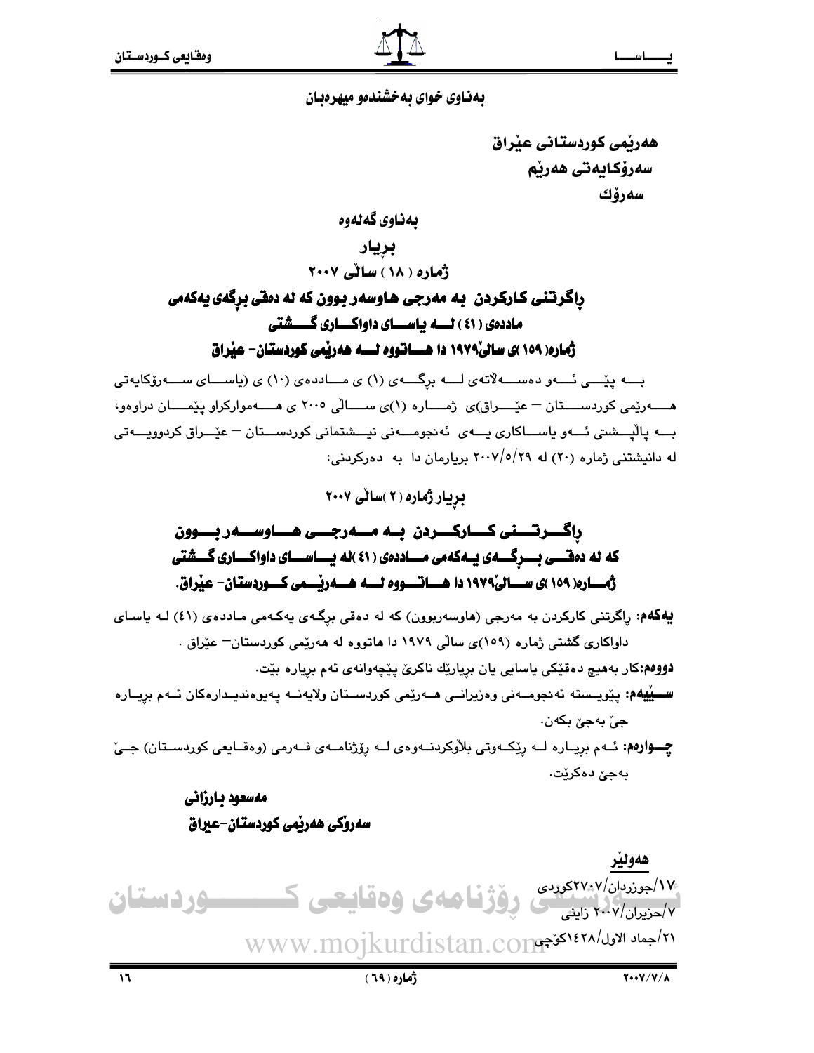بەناوی خوای بەخشندەو میهرەبان

**هەرێمی کوردستانی عێراق**
**سەرۆکایەتی هەرێم**
**سەرۆک**

## بەناوی گەلەوە

## بڕیار

## ژمارە ( ١٨ ) ساڵی ٢٠٠٧

## ڕاگرتنی کارکردن به مەرجی هاوسەر بوون کە لە دەقی بڕگەی یەکەمی ماددەی ( ٤١ ) لە یاسای داواکاری گشتی ژمارە( ١٥٩ )ی ساڵی١٩٧٩ دا هاتووە لە هەرێمی کوردستان- عێراق

بە پێی ئەو دەسەڵاتەی لە برگەی (١) ی ماددەی (١٠) ی (یاسای سەرۆکایەتی هەرێمی کوردستان – عێراق)ی ژمارە (١)ی ساڵی ٢٠٠٥ ی هەمواركراو پێمان دراوەو، بە پاڵپشتی ئەو یاساکاری یەی ئەنجومەنی نیشتمانی کوردستان – عێراق کردوویەتی لە دانیشتنی ژمارە (٢٠) لە ٢٠٠٧/٥/٢٩ بڕیارمان دا بە دەرکردنی:

## بڕیار ژمارە ( ٢ )ساڵی ٢٠٠٧

## ڕاگرتنی کارکردن به مەرجی هاوسەر بوون کە لە دەقی بڕگەی یەکەمی ماددەی ( ٤١ )لە یاسای داواکاری گشتی ژمارە( ١٥٩ )ی ساڵی١٩٧٩ دا هاتووە لە هەرێمی کوردستان- عێراق.

**یەکەم:** ڕاگرتنی کارکردن بە مەرجی (هاوسەربوون) کە لە دەقی برگەی یەکەمی ماددەی (٤١) لە یاسای داواکاری گشتی ژمارە (١٥٩)ی ساڵی ١٩٧٩ دا هاتووە لە هەرێمی کوردستان– عێراق .

**دووەم:**کار بەهیچ دەقێکی یاسایی یان بڕیارێك ناکرێ پێچەوانەی ئەم بڕیارە بێت.

**سێیەم:** پێویستە ئەنجومەنی وەزیرانی هەرێمی کوردستان ولایەنە پەیوەندیدارەکان ئەم بڕیارە جێ بەجێ بکەن.

**چوارەم:** ئەم بڕیارە لە ڕێکەوتی بلاوكردنەوەی لە ڕۆژنامەی فەرمی (وەقایعی کوردستان) جێ بەجێ دەکرێت.

**مەسعود بارزانی**
**سەرۆکی هەرێمی کوردستان-عیراق**

**هەولێر**
١٧/جوزردان/٢٧٠٧کوردی
٧/حزیران/٢٠٠٧ زاینی
٢١/جماد الاول/١٤٢٨کۆچی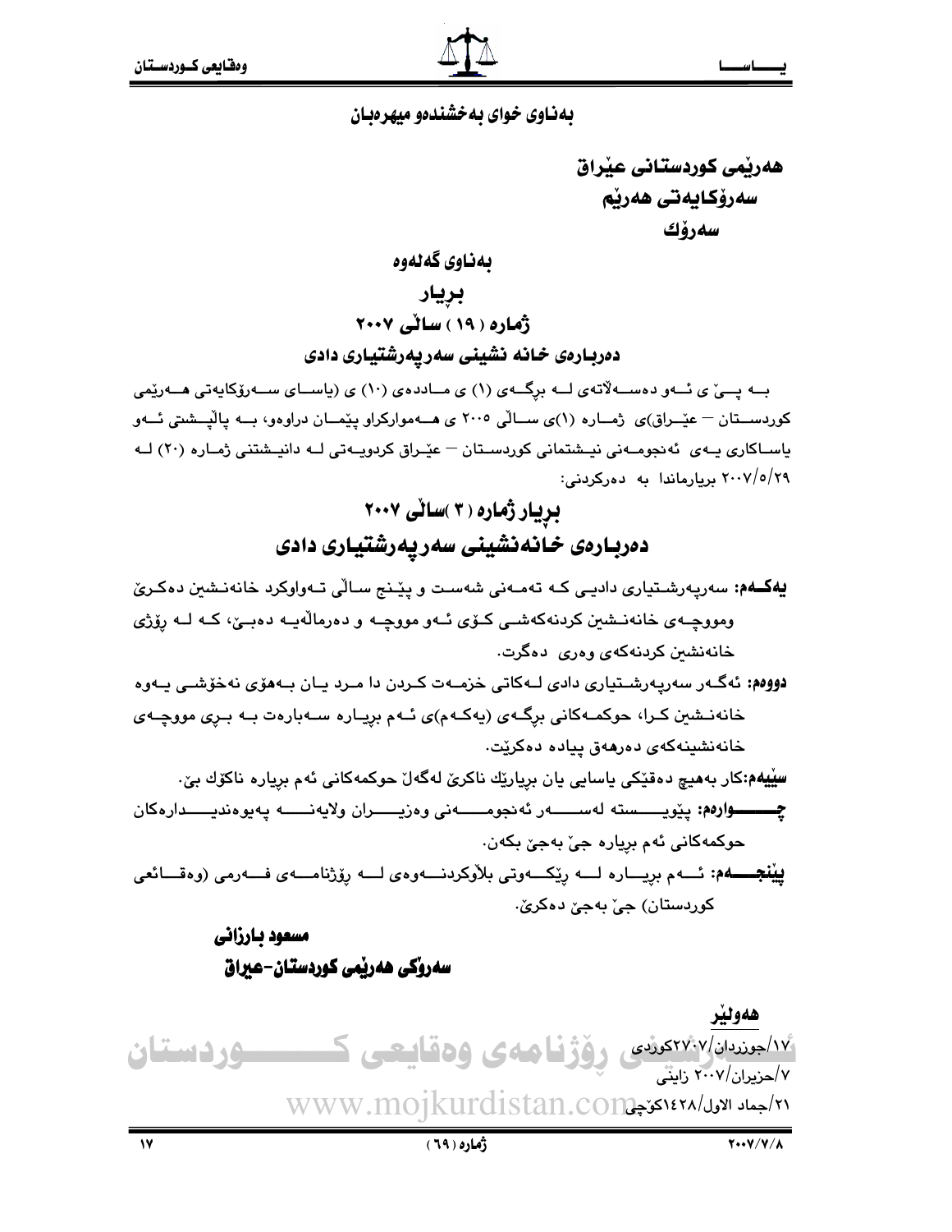**بەناوی خوای بەخشندەو میهرەبان**

**هەرێمی کوردستانی عێراق**
**سەرۆکایەتی هەرێم**
**سەرۆك**

**بەناوی گەلەوە**

**بڕیار**

**ژمارە ( ١٩ ) ساڵی ٢٠٠٧**

**دەربارەی خانە نشینی سەرپەرشتیاری دادی**

بە پێ ی ئەو دەسەڵاتەی لە بڕگەی (١) ی ماددەی (١٠) ی (یاسای سەرۆکایەتی هەرێمی کوردستان – عێراق)ی ژمارە (١)ی ساڵی ٢٠٠٥ ی هەموارکراو پێمان دراوەو، بە پاڵپشتی ئەو یاساکاری یەی ئەنجومەنی نیشتمانی کوردستان – عێراق کردویەتی لە دانیشتنی ژمارە (٢٠) لە ٢٠٠٧/٥/٢٩ بڕیارماندا بە دەرکردنی:

## بڕیار ژمارە ( ٣ )ساڵی ٢٠٠٧

## دەربارەی خانەنشینی سەرپەرشتیاری دادی

**یەکەم:** سەرپەرشتیاری دادیی کە تەمەنی شەست و پێنج ساڵی تەواوکرد خانەنشین دەکرێ ومووچەی خانەنشین کردنەکەشی کۆی ئەو مووچە و دەرماڵەیە دەبێ، کە لە ڕۆژی خانەنشین کردنەکەی وەری دەگرت.

**دووەم:** ئەگەر سەرپەرشتیاری دادی لەکاتی خزمەت کردن دا مرد یان بەهۆی نەخۆشی یەوە خانەنشین کرا، حوکمەکانی بڕگەی (یەکەم)ی ئەم بڕیارە سەبارەت بە بڕی مووچەی خانەنشینەکەی دەرهەق پیادە دەکرێت.

**سێیەم:** کار بەهیچ دەقێکی یاسایی یان بڕیارێك ناکرێ لەگەڵ حوکمەکانی ئەم بڕیارە ناکۆك بێ.

**چوارەم:** پێویستە لەسەر ئەنجومەنی وەزیران ولایەنە پەیوەندیدارەکان حوکمەکانی ئەم بڕیارە جێ بەجێ بکەن.

**پێنجەم:** ئەم بڕیارە لە ڕێکەوتی بلاوکردنەوەی لە ڕۆژنامەی فەرمی (وەقائعی کوردستان) جێ بەجێ دەکرێ.

**مسعود بارزانی**
**سەرۆکی هەرێمی کوردستان-عیراق**

**هەولێر**
١٧/جوزردان/٢٧٠٧کوردی
٧/حزیران/٢٠٠٧ زایینی
٢١/جماد الاول/١٤٢٨کۆچی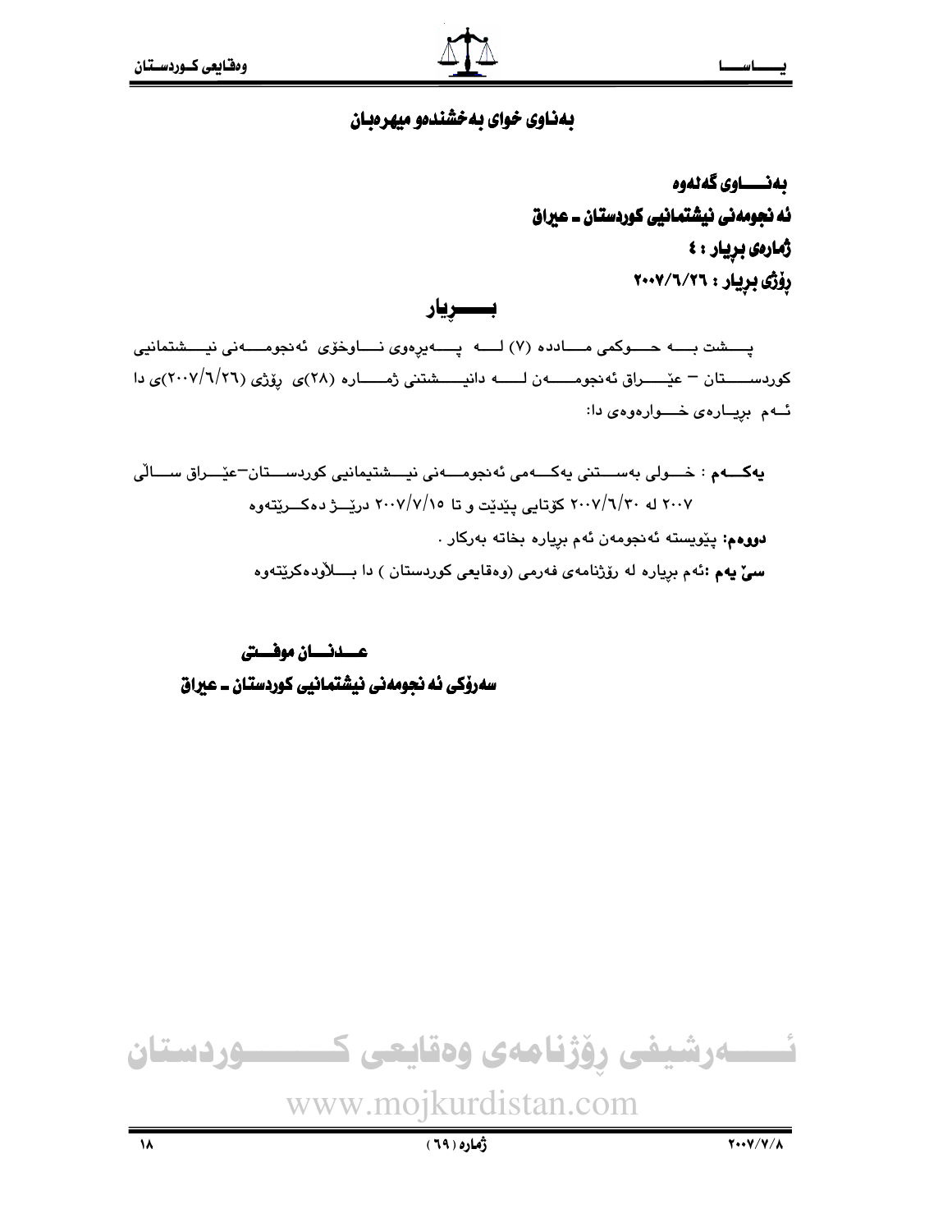**بەناوی خوای بەخشندەو میهرەبان**

**بەنـــاوی گەلەوە**

**ئەنجومەنی نیشتمانیی کوردستان ـ عیراق**

**ژمارەی بڕیار : ٤**

**ڕۆژی بڕیار : ٢٠٠٧/٦/٢٦**

# بــــڕیار

پـــشت بـــە حـــوکمی مـــاددە (٧) لـــە پـــەیڕەوی نـــاوخۆی ئەنجومـــەنی نیـــشتمانیی کوردســـتان – عێـــراق ئەنجومـــەن لـــە دانیـــشتنی ژمـــارە (٢٨)ی ڕۆژی (٢٠٠٧/٦/٢٦)ی دا ئـــەم بڕیـــارەی خـــوارەوەی دا:

**یەکـــەم** : خـــولی بەســـتنی یەکـــەمی ئەنجومـــەنی نیـــشتیمانیی کوردســـتان–عێـــراق ســـاڵی ٢٠٠٧ لە ٢٠٠٧/٦/٣٠ کۆتایی پێدێت و تا ٢٠٠٧/٧/١٥ درێـــژ دەکـــرێتەوە

**دووەم:** پێویستە ئەنجومەن ئەم بڕیارە بخاتە بەرکار .

**سێ یەم** :ئەم بڕیارە لە ڕۆژنامەی فەرمی (وەقایعی کوردستان ) دا بـــڵاودەکرێتەوە

**عـــدنـــان موفـــتی**

**سەرۆکی ئەنجومەنی نیشتمانیی کوردستان ـ عیراق**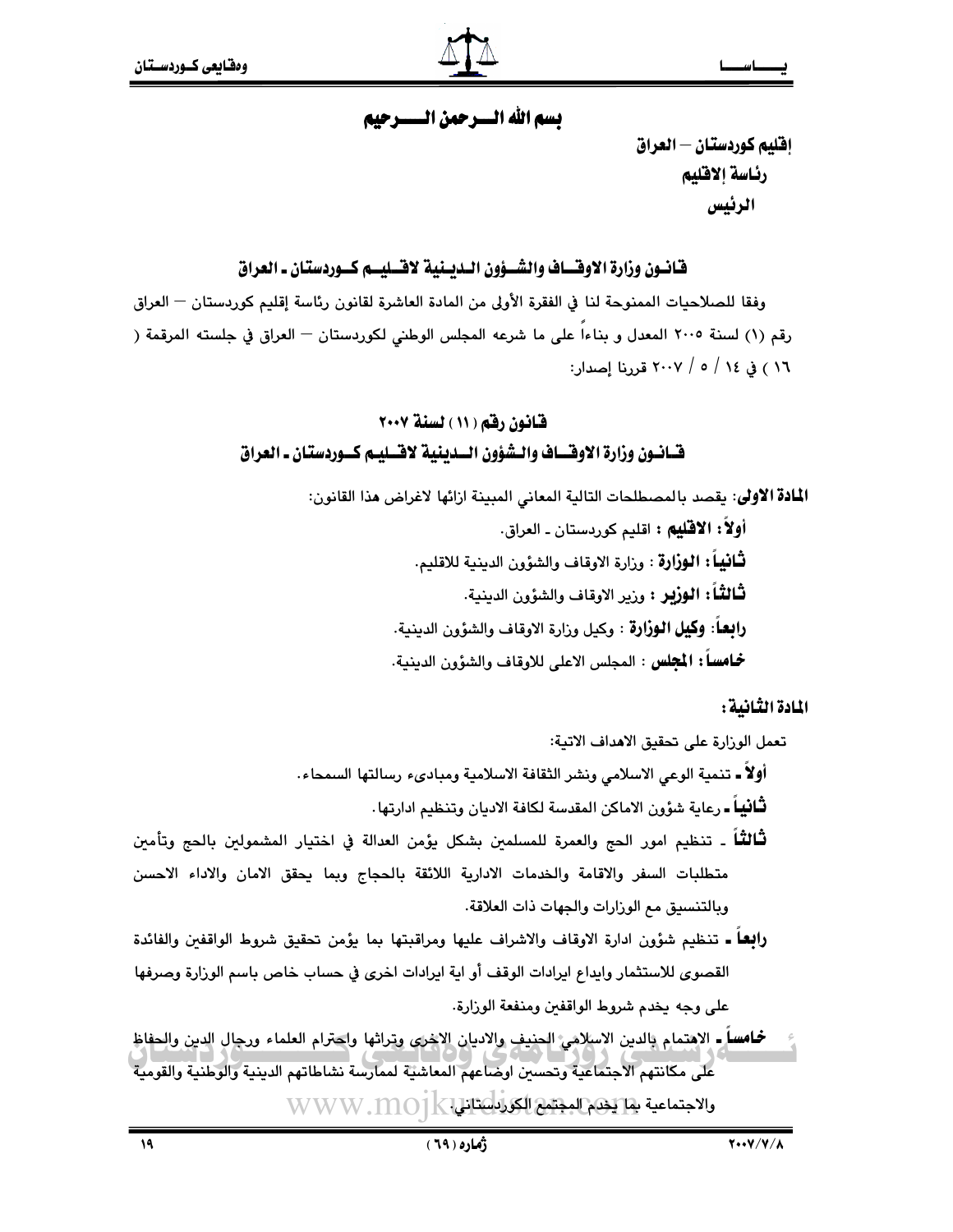# بسم الله الرحمن الرحيم

**إقليم كوردستان – العراق**
**رئاسة الاقليم**
**الرئيس**

## قانون وزارة الاوقاف والشؤون الدينية لاقليم كوردستان ـ العراق

وفقا للصلاحيات الممنوحة لنا في الفقرة الأولى من المادة العاشرة لقانون رئاسة إقليم كوردستان – العراق رقم (١) لسنة ٢٠٠٥ المعدل و بناءاً على ما شرعه المجلس الوطني لكوردستان – العراق في جلسته المرقمة (١٦) في ١٤ / ٥ / ٢٠٠٧ قررنا إصدار:

## قانون رقم (١١) لسنة ٢٠٠٧
## قانون وزارة الاوقاف والشؤون الدينية لاقليم كوردستان ـ العراق

**المادة الاولى**: يقصد بالمصطلحات التالية المعاني المبينة ازائها لاغراض هذا القانون:

**أولاً: الاقليم** : اقليم كوردستان ـ العراق.
**ثانياً: الوزارة** : وزارة الاوقاف والشؤون الدينية للاقليم.
**ثالثاً: الوزير** : وزير الاوقاف والشؤون الدينية.
**رابعاً: وكيل الوزارة** : وكيل وزارة الاوقاف والشؤون الدينية.
**خامساً: المجلس** : المجلس الاعلى للاوقاف والشؤون الدينية.

**المادة الثانية:**

تعمل الوزارة على تحقيق الاهداف الاتية:

**أولاً** ـ تنمية الوعي الاسلامي ونشر الثقافة الاسلامية ومبادىء رسالتها السمحاء.

**ثانياً** ـ رعاية شؤون الاماكن المقدسة لكافة الاديان وتنظيم ادارتها.

**ثالثاً** ـ تنظيم امور الحج والعمرة للمسلمين بشكل يؤمن العدالة في اختيار المشمولين بالحج وتأمين متطلبات السفر والاقامة والخدمات الادارية اللائقة بالحجاج وبما يحقق الامان والاداء الاحسن وبالتنسيق مع الوزارات والجهات ذات العلاقة.

**رابعاً** ـ تنظيم شؤون ادارة الاوقاف والاشراف عليها ومراقبتها بما يؤمن تحقيق شروط الواقفين والفائدة القصوى للاستثمار وايداع ايرادات الوقف أو اية ايرادات اخرى في حساب خاص باسم الوزارة وصرفها على وجه يخدم شروط الواقفين ومنفعة الوزارة.

**خامساً** ـ الاهتمام بالدين الاسلامي الحنيف والاديان الاخرى وتراثها واحترام العلماء ورجال الدين والحفاظ على مكانتهم الاجتماعية وتحسين اوضاعهم المعاشية لممارسة نشاطاتهم الدينية والوطنية والقومية والاجتماعية بما يخدم المجتمع الكوردستاني.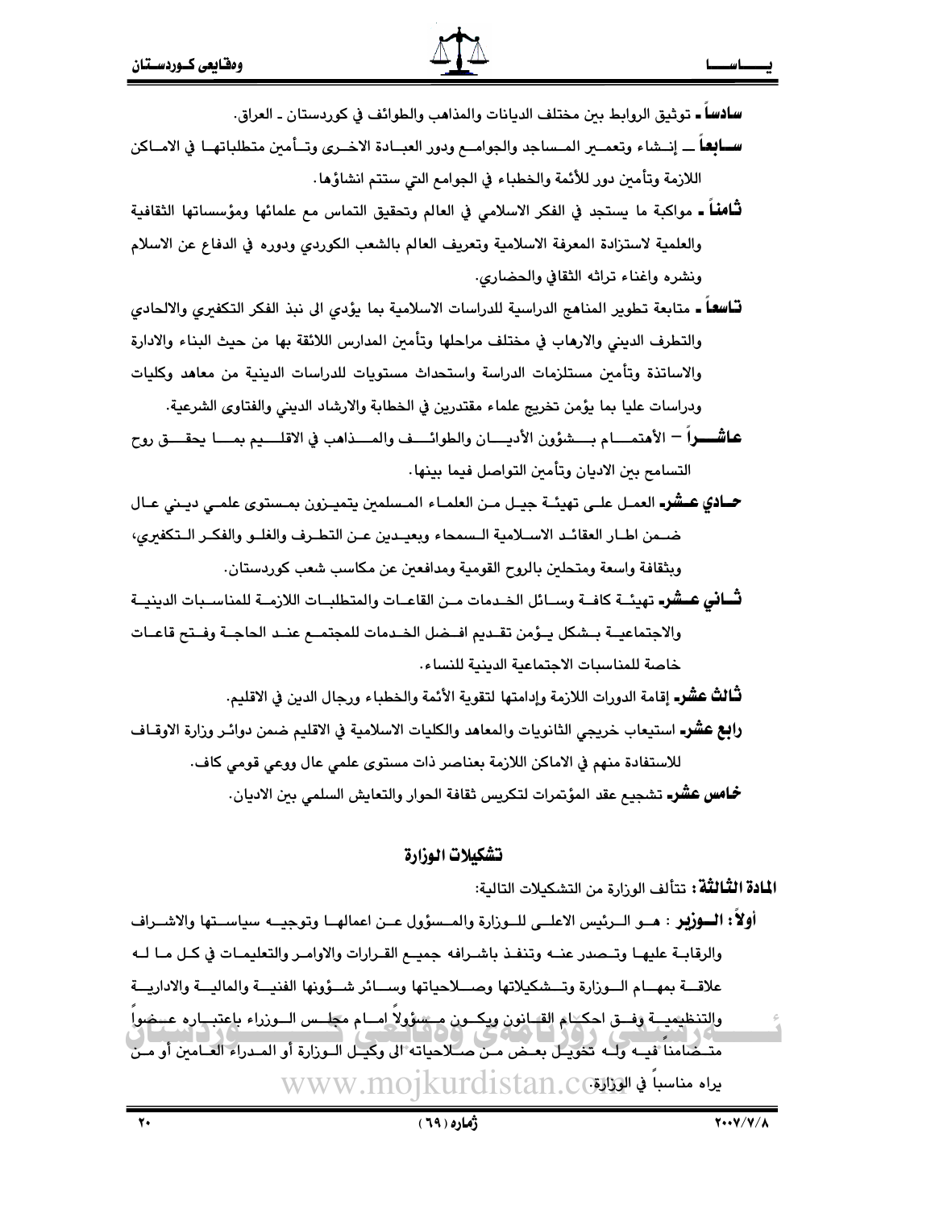**سادساً**ـ توثيق الروابط بين مختلف الديانات والمذاهب والطوائف في كوردستان ـ العراق.

**سابعاً** ــ إنشاء وتعمير المساجد والجوامع ودور العبادة الاخرى وتأمين متطلباتها في الاماكن اللازمة وتأمين دور للأئمة والخطباء في الجوامع التي ستتم انشاؤها.

**ثامناً**ـ مواكبة ما يستجد في الفكر الاسلامي في العالم وتحقيق التماس مع علمائها ومؤسساتها الثقافية والعلمية لاستزادة المعرفة الاسلامية وتعريف العالم بالشعب الكوردي ودوره في الدفاع عن الاسلام ونشره واغناء تراثه الثقافي والحضاري.

**تاسعاً**ـ متابعة تطوير المناهج الدراسية للدراسات الاسلامية بما يؤدي الى نبذ الفكر التكفيري والالحادي والتطرف الديني والارهاب في مختلف مراحلها وتأمين المدارس اللائقة بها من حيث البناء والادارة والاساتذة وتأمين مستلزمات الدراسة واستحداث مستويات للدراسات الدينية من معاهد وكليات ودراسات عليا بما يؤمن تخريج علماء مقتدرين في الخطابة والارشاد الديني والفتاوى الشرعية.

**عاشراً** – الأهتمام بشؤون الأديان والطوائف والمذاهب في الاقليم بما يحقق روح التسامح بين الاديان وتأمين التواصل فيما بينها.

**حادي عشر**ـ العمل على تهيئة جيل من العلماء المسلمين يتميزون بمستوى علمي ديني عال ضمن اطار العقائد الاسلامية السمحاء وبعيدين عن التطرف والغلو والفكر التكفيري، وبثقافة واسعة ومتحلين بالروح القومية ومدافعين عن مكاسب شعب كوردستان.

**ثاني عشر**ـ تهيئة كافة وسائل الخدمات من القاعات والمتطلبات اللازمة للمناسبات الدينية والاجتماعية بشكل يؤمن تقديم افضل الخدمات للمجتمع عند الحاجة وفتح قاعات خاصة للمناسبات الاجتماعية الدينية للنساء.

**ثالث عشر**ـ إقامة الدورات اللازمة وإدامتها لتقوية الأئمة والخطباء ورجال الدين في الاقليم.

**رابع عشر**ـ استيعاب خريجي الثانويات والمعاهد والكليات الاسلامية في الاقليم ضمن دوائر وزارة الاوقاف للاستفادة منهم في الاماكن اللازمة بعناصر ذات مستوى علمي عال ووعي قومي كاف.

**خامس عشر**ـ تشجيع عقد المؤتمرات لتكريس ثقافة الحوار والتعايش السلمي بين الاديان.

## تشكيلات الوزارة

**المادة الثالثة**: تتألف الوزارة من التشكيلات التالية:

**أولاً: الوزير** : هو الرئيس الاعلى للوزارة والمسؤول عن اعمالها وتوجيه سياستها والاشراف والرقابة عليها وتصدر عنه وتنفذ باشرافه جميع القرارات والاوامر والتعليمات في كل ما له علاقة بمهام الوزارة وتشكيلاتها وصلاحياتها وسائر شؤونها الفنية والمالية والادارية والتنظيمية وفق احكام القانون ويكون مسؤولاً امام مجلس الوزراء باعتباره عضواً متضامناً فيه وله تخويل بعض من صلاحياته الى وكيل الوزارة أو المدراء العامين أو من يراه مناسباً في الوزارة.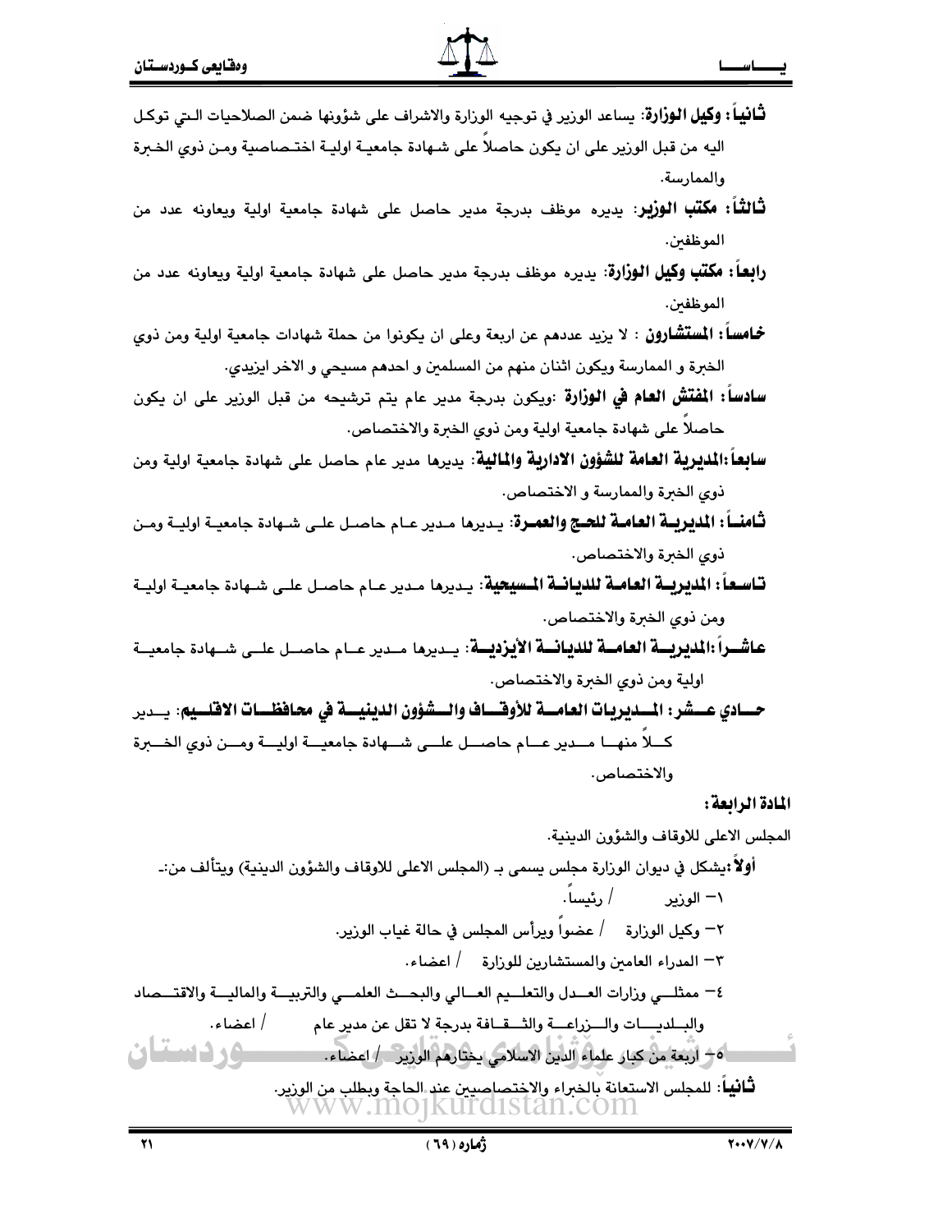**ثانياً: وكيل الوزارة**: يساعد الوزير في توجيه الوزارة والاشراف على شؤونها ضمن الصلاحيات التي توكل اليه من قبل الوزير على ان يكون حاصلاً على شهادة جامعية اولية اختصاصية ومن ذوي الخبرة والممارسة.

**ثالثاً: مكتب الوزير**: يديره موظف بدرجة مدير حاصل على شهادة جامعية اولية ويعاونه عدد من الموظفين.

**رابعاً: مكتب وكيل الوزارة**: يديره موظف بدرجة مدير حاصل على شهادة جامعية اولية ويعاونه عدد من الموظفين.

**خامساً: المستشارون** : لا يزيد عددهم عن اربعة وعلى ان يكونوا من حملة شهادات جامعية اولية ومن ذوي الخبرة و الممارسة ويكون اثنان منهم من المسلمين و احدهم مسيحي و الاخر ايزيدي.

**سادساً: المفتش العام في الوزارة** :ويكون بدرجة مدير عام يتم ترشيحه من قبل الوزير على ان يكون حاصلاً على شهادة جامعية اولية ومن ذوي الخبرة والاختصاص.

**سابعاً:المديرية العامة للشؤون الادارية والمالية**: يديرها مدير عام حاصل على شهادة جامعية اولية ومن ذوي الخبرة والممارسة و الاختصاص.

**ثامناً: المديرية العامة للحج والعمرة**: يديرها مدير عام حاصل على شهادة جامعية اولية ومن ذوي الخبرة والاختصاص.

**تاسعاً: المديرية العامة للديانة المسيحية**: يديرها مدير عام حاصل على شهادة جامعية اولية ومن ذوي الخبرة والاختصاص.

**عاشراً:المديرية العامة للديانة الأيزدية**: يديرها مدير عام حاصل على شهادة جامعية اولية ومن ذوي الخبرة والاختصاص.

**حادي عشر: المديريات العامة للأوقاف والشؤون الدينية في محافظات الاقليم**: يدير كلاً منها مدير عام حاصل على شهادة جامعية اولية ومن ذوي الخبرة والاختصاص.

**المادة الرابعة:**

المجلس الاعلى للاوقاف والشؤون الدينية.

**أولاً**:يشكل في ديوان الوزارة مجلس يسمى بـ (المجلس الاعلى للاوقاف والشؤون الدينية) ويتألف من:-

١- الوزير / رئيساً.

٢- وكيل الوزارة / عضواً ويرأس المجلس في حالة غياب الوزير.

٣- المدراء العامين والمستشارين للوزارة / اعضاء.

٤- ممثلي وزارات العدل والتعليم العالي والبحث العلمي والتربية والمالية والاقتصاد والبلديات والزراعة والثقافة بدرجة لا تقل عن مدير عام / اعضاء.

٥- اربعة من كبار علماء الدين الاسلامي يختارهم الوزير / اعضاء.

**ثانياً**: للمجلس الاستعانة بالخبراء والاختصاصيين عند الحاجة وبطلب من الوزير.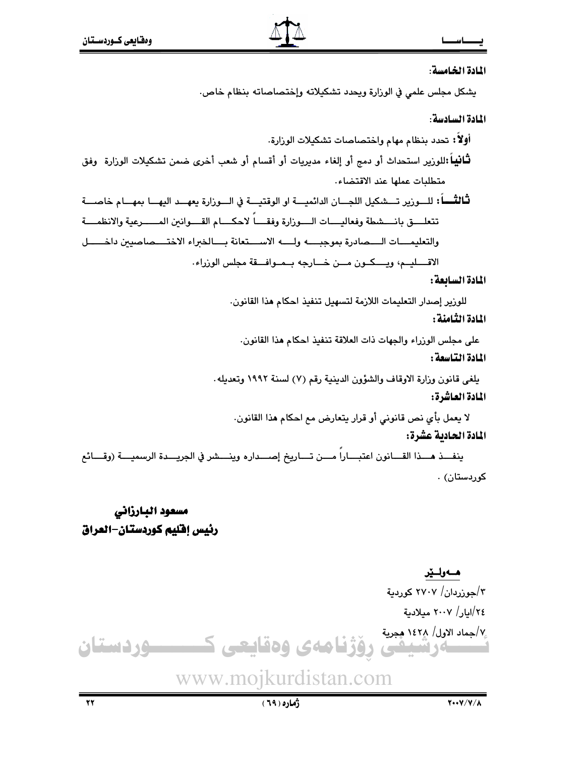**المادة الخامسة:**

يشكل مجلس علمي في الوزارة ويحدد تشكيلاته وإختصاصاته بنظام خاص.

**المادة السادسة:**

**أولاً:** تحدد بنظام مهام واختصاصات تشكيلات الوزارة.

**ثانياً:** للوزير استحداث أو دمج أو إلغاء مديريات أو أقسام أو شعب أخرى ضمن تشكيلات الوزارة وفق متطلبات عملها عند الاقتضاء.

**ثالثاً:** للوزير تشكيل اللجان الدائمية او الوقتية في الوزارة يعهد اليها بمهام خاصة تتعلق بانشطة وفعاليات الوزارة وفقاً لاحكام القوانين المرعية والانظمة والتعليمات الصادرة بموجبه وله الاستعانة بالخبراء الاختصاصيين داخل الاقليم، ويكون من خارجه بموافقة مجلس الوزراء.

**المادة السابعة:**

للوزير إصدار التعليمات اللازمة لتسهيل تنفيذ احكام هذا القانون.

**المادة الثامنة:**

على مجلس الوزراء والجهات ذات العلاقة تنفيذ احكام هذا القانون.

**المادة التاسعة:**

يلغى قانون وزارة الاوقاف والشؤون الدينية رقم (٧) لسنة ١٩٩٢ وتعديله.

**المادة العاشرة:**

لا يعمل بأي نص قانوني أو قرار يتعارض مع احكام هذا القانون.

**المادة الحادية عشرة:**

ينفذ هذا القانون اعتباراً من تاريخ إصداره وينشر في الجريدة الرسمية (وقائع كوردستان).

**مسعود البارزاني**
**رئيس إقليم كوردستان-العراق**

**هەولێر**
٣/جوزردان/ ٢٧٠٧ كوردية
٢٤/ايار/ ٢٠٠٧ ميلادية
٧/جماد الاول/ ١٤٢٨ هجرية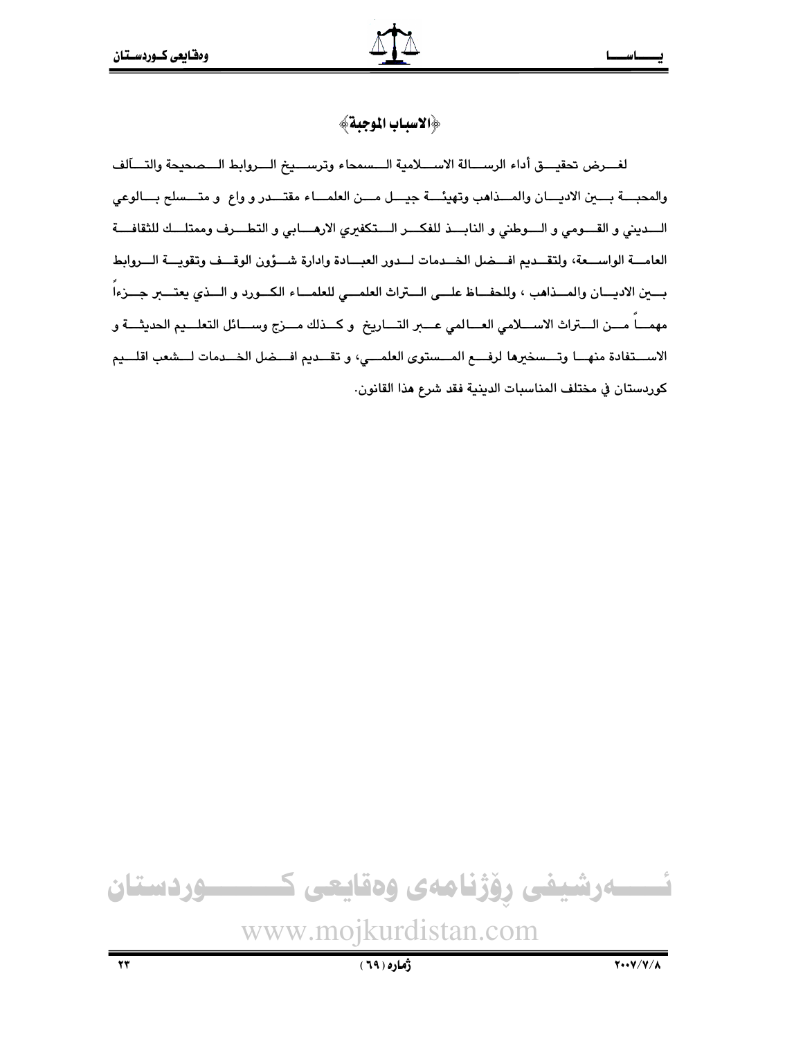## ﴿الاسباب الموجبة﴾

لغرض تحقيق أداء الرسالة الاسلامية السمحاء وترسيخ الروابط الصحيحة والتآلف والمحبة بين الاديان والمذاهب وتهيئة جيل من العلماء مقتدر و واع و متسلح بالوعي الديني و القومي و الوطني و النابذ للفكر التكفيري الارهابي و التطرف وممتلك للثقافة العامة الواسعة، ولتقديم افضل الخدمات لدور العبادة وادارة شؤون الوقف وتقوية الروابط بين الاديان والمذاهب ، وللحفاظ على التراث العلمي للعلماء الكورد و الذي يعتبر جزءاً مهماً من التراث الاسلامي العالمي عبر التاريخ و كذلك مزج وسائل التعليم الحديثة و الاستفادة منها وتسخيرها لرفع المستوى العلمي، و تقديم افضل الخدمات لشعب اقليم كوردستان في مختلف المناسبات الدينية فقد شرع هذا القانون.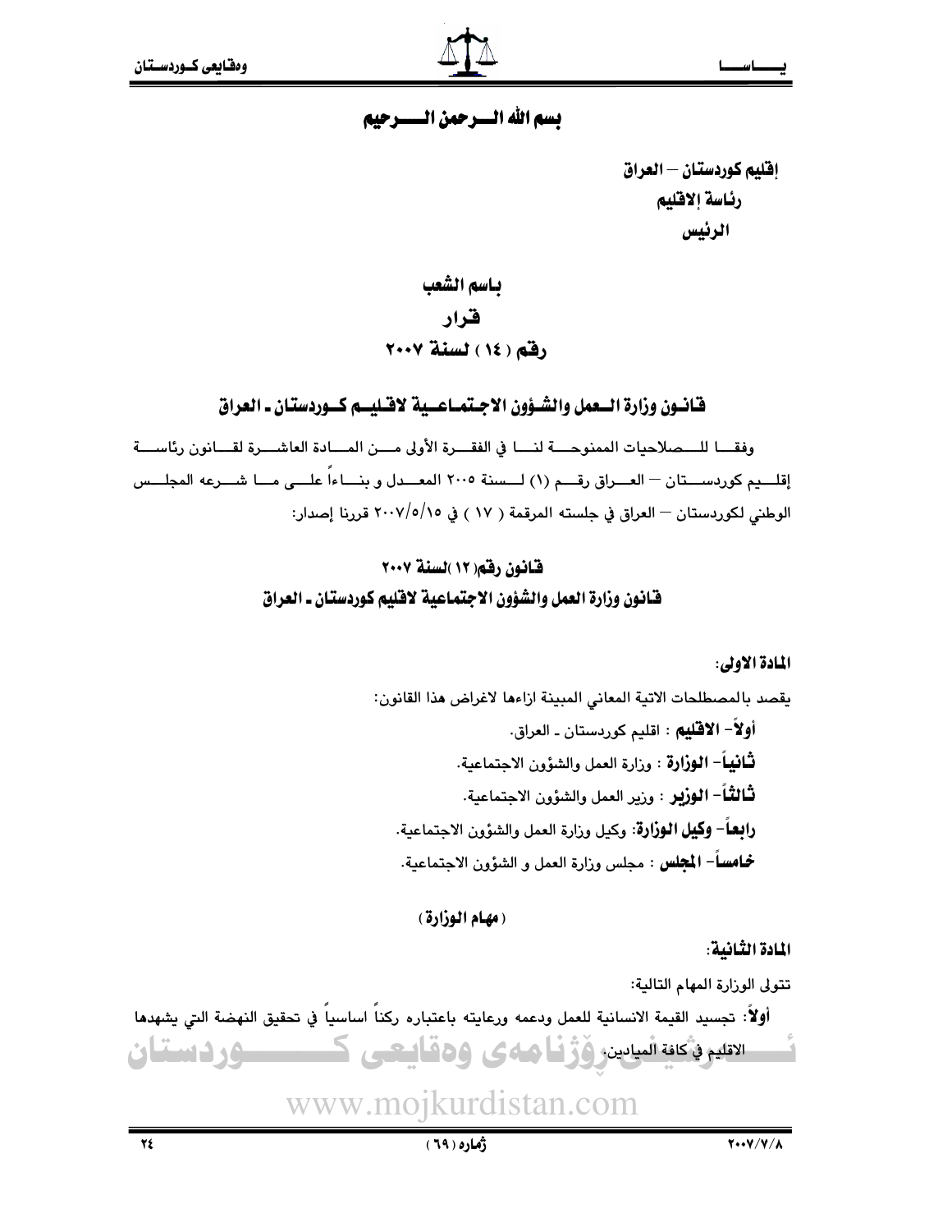بسم الله الـرحمن الـرحيم

**إقليم كوردستان – العراق**
**رئاسة الإقليم**
**الرئيس**

## باسم الشعب

## قرار

## رقم ( ١٤ ) لسنة ٢٠٠٧

### قانون وزارة العمل والشؤون الاجتماعية لاقليم كوردستان ـ العراق

وفقا للصلاحيات الممنوحة لنا في الفقرة الأولى من المادة العاشرة لقانون رئاسة إقليم كوردستان – العراق رقم (١) لسنة ٢٠٠٥ المعدل و بناءاً على ما شرعه المجلس الوطني لكوردستان – العراق في جلسته المرقمة ( ١٧ ) في ٢٠٠٧/٥/١٥ قررنا إصدار:

### قانون رقم(١٢)لسنة ٢٠٠٧
### قانون وزارة العمل والشؤون الاجتماعية لاقليم كوردستان ـ العراق

**المادة الاولى:**

يقصد بالمصطلحات الاتية المعاني المبينة ازاءها لاغراض هذا القانون:

**أولاً- الاقليم** : اقليم كوردستان ـ العراق.

**ثانياً- الوزارة** : وزارة العمل والشؤون الاجتماعية.

**ثالثاً- الوزير** : وزير العمل والشؤون الاجتماعية.

**رابعاً- وكيل الوزارة**: وكيل وزارة العمل والشؤون الاجتماعية.

**خامساً- المجلس** : مجلس وزارة العمل و الشؤون الاجتماعية.

**( مهام الوزارة )**

**المادة الثانية:**

تتولى الوزارة المهام التالية:

**أولاً**: تجسيد القيمة الانسانية للعمل ودعمه ورعايته باعتباره ركناً اساسياً في تحقيق النهضة التي يشهدها الاقليم في كافة الميادين.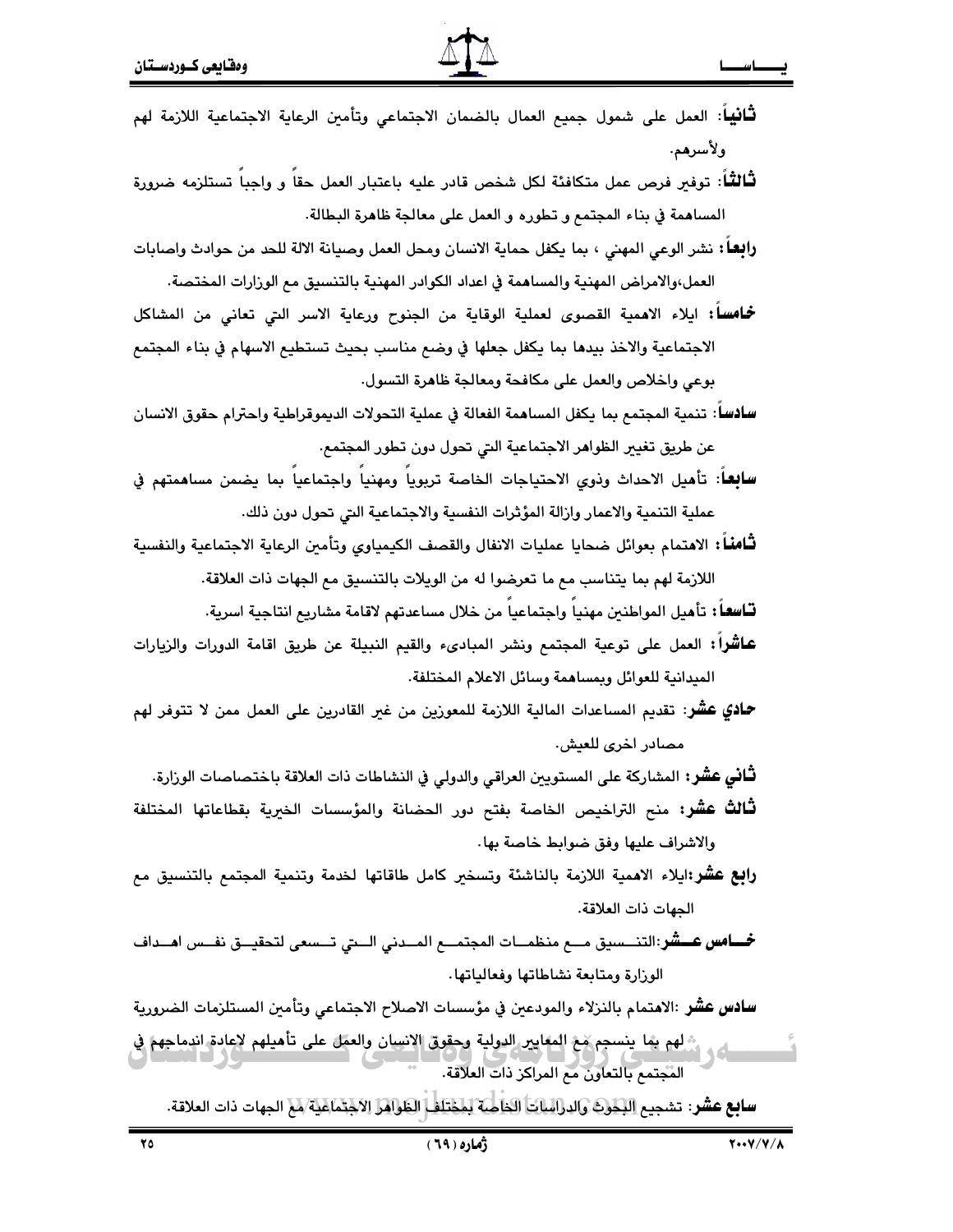**ثانياً**: العمل على شمول جميع العمال بالضمان الاجتماعي وتأمين الرعاية الاجتماعية اللازمة لهم ولأسرهم.

**ثالثاً**: توفير فرص عمل متكافئة لكل شخص قادر عليه باعتبار العمل حقاً و واجباً تستلزمه ضرورة المساهمة في بناء المجتمع و تطوره و العمل على معالجة ظاهرة البطالة.

**رابعاً**: نشر الوعي المهني ، بما يكفل حماية الانسان ومحل العمل وصيانة الالة للحد من حوادث واصابات العمل،والامراض المهنية والمساهمة في اعداد الكوادر المهنية بالتنسيق مع الوزارات المختصة.

**خامساً**: ايلاء الاهمية القصوى لعملية الوقاية من الجنوح ورعاية الاسر التي تعاني من المشاكل الاجتماعية والاخذ بيدها بما يكفل جعلها في وضع مناسب بحيث تستطيع الاسهام في بناء المجتمع بوعي واخلاص والعمل على مكافحة ومعالجة ظاهرة التسول.

**سادساً**: تنمية المجتمع بما يكفل المساهمة الفعالة في عملية التحولات الديموقراطية واحترام حقوق الانسان عن طريق تغيير الظواهر الاجتماعية التي تحول دون تطور المجتمع.

**سابعاً**: تأهيل الاحداث وذوي الاحتياجات الخاصة تربوياً ومهنياً واجتماعياً بما يضمن مساهمتهم في عملية التنمية والاعمار وازالة المؤثرات النفسية والاجتماعية التي تحول دون ذلك.

**ثامناً**: الاهتمام بعوائل ضحايا عمليات الانفال والقصف الكيمياوي وتأمين الرعاية الاجتماعية والنفسية اللازمة لهم بما يتناسب مع ما تعرضوا له من الويلات بالتنسيق مع الجهات ذات العلاقة.

**تاسعاً**: تأهيل المواطنين مهنياً واجتماعياً من خلال مساعدتهم لاقامة مشاريع انتاجية اسرية.

**عاشراً**: العمل على توعية المجتمع ونشر المبادىء والقيم النبيلة عن طريق اقامة الدورات والزيارات الميدانية للعوائل وبمساهمة وسائل الاعلام المختلفة.

**حادي عشر**: تقديم المساعدات المالية اللازمة للمعوزين من غير القادرين على العمل ممن لا تتوفر لهم مصادر اخرى للعيش.

**ثاني عشر**: المشاركة على المستويين العراقي والدولي في النشاطات ذات العلاقة باختصاصات الوزارة.

**ثالث عشر**: منح التراخيص الخاصة بفتح دور الحضانة والمؤسسات الخيرية بقطاعاتها المختلفة والاشراف عليها وفق ضوابط خاصة بها.

**رابع عشر**:ايلاء الاهمية اللازمة بالناشئة وتسخير كامل طاقاتها لخدمة وتنمية المجتمع بالتنسيق مع الجهات ذات العلاقة.

**خامس عشر**:التنسيق مع منظمات المجتمع المدني التي تسعى لتحقيق نفس اهداف الوزارة ومتابعة نشاطاتها وفعالياتها.

**سادس عشر** :الاهتمام بالنزلاء والمودعين في مؤسسات الاصلاح الاجتماعي وتأمين المستلزمات الضرورية لهم بما ينسجم مع المعايير الدولية وحقوق الانسان والعمل على تأهيلهم لاعادة اندماجهم في المجتمع بالتعاون مع المراكز ذات العلاقة.

**سابع عشر**: تشجيع البحوث والدراسات الخاصة بمختلف الظواهر الاجتماعية مع الجهات ذات العلاقة.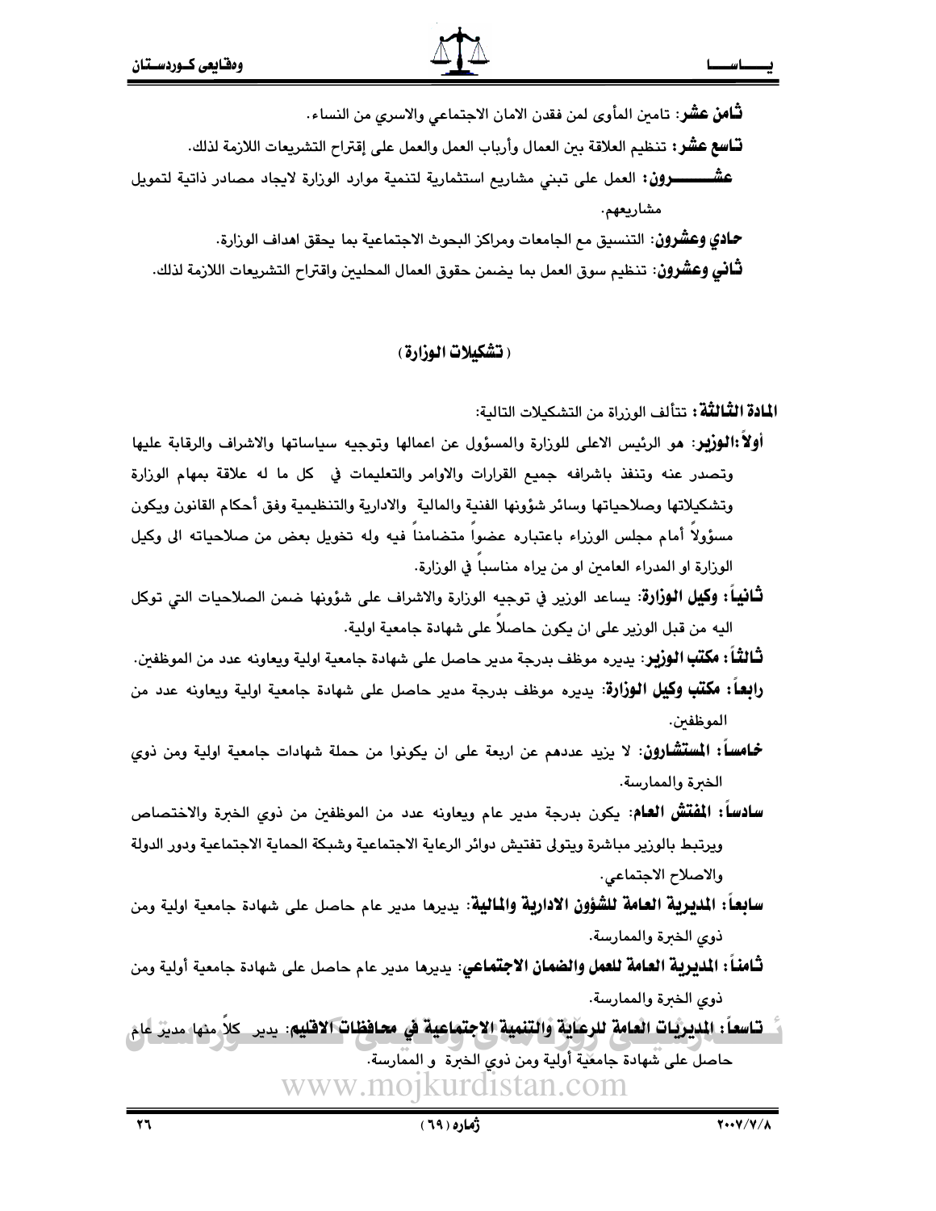**ثامن عشر**: تامين المأوى لمن فقدن الامان الاجتماعي والاسري من النساء.

**تاسع عشر**: تنظيم العلاقة بين العمال وأرباب العمل والعمل على إقتراح التشريعات اللازمة لذلك.

**عشـــــرون**: العمل على تبني مشاريع استثمارية لتنمية موارد الوزارة لايجاد مصادر ذاتية لتمويل مشاريعهم.

**حادي وعشرون**: التنسيق مع الجامعات ومراكز البحوث الاجتماعية بما يحقق اهداف الوزارة.

**ثاني وعشرون**: تنظيم سوق العمل بما يضمن حقوق العمال المحليين واقتراح التشريعات اللازمة لذلك.

## (تشكيلات الوزارة)

**المادة الثالثة**: تتألف الوزراة من التشكيلات التالية:

**أولاً:الوزير**: هو الرئيس الاعلى للوزارة والمسؤول عن اعمالها وتوجيه سياساتها والاشراف والرقابة عليها وتصدر عنه وتنفذ باشرافه جميع القرارات والاوامر والتعليمات في كل ما له علاقة بمهام الوزارة وتشكيلاتها وصلاحياتها وسائر شؤونها الفنية والمالية والادارية والتنظيمية وفق أحكام القانون ويكون مسؤولاً أمام مجلس الوزراء باعتباره عضواً متضامناً فيه وله تخويل بعض من صلاحياته الى وكيل الوزارة او المدراء العامين او من يراه مناسباً في الوزارة.

**ثانياً: وكيل الوزارة**: يساعد الوزير في توجيه الوزارة والاشراف على شؤونها ضمن الصلاحيات التي توكل اليه من قبل الوزير على ان يكون حاصلاً على شهادة جامعية اولية.

**ثالثاً: مكتب الوزير**: يديره موظف بدرجة مدير حاصل على شهادة جامعية اولية ويعاونه عدد من الموظفين.

**رابعاً: مكتب وكيل الوزارة**: يديره موظف بدرجة مدير حاصل على شهادة جامعية اولية ويعاونه عدد من الموظفين.

**خامساً: المستشارون**: لا يزيد عددهم عن اربعة على ان يكونوا من حملة شهادات جامعية اولية ومن ذوي الخبرة والممارسة.

**سادساً: المفتش العام**: يكون بدرجة مدير عام ويعاونه عدد من الموظفين من ذوي الخبرة والاختصاص ويرتبط بالوزير مباشرة ويتولى تفتيش دوائر الرعاية الاجتماعية وشبكة الحماية الاجتماعية ودور الدولة والاصلاح الاجتماعي.

**سابعاً: المديرية العامة للشؤون الادارية والمالية**: يديرها مدير عام حاصل على شهادة جامعية اولية ومن ذوي الخبرة والممارسة.

**ثامناً: المديرية العامة للعمل والضمان الاجتماعي**: يديرها مدير عام حاصل على شهادة جامعية أولية ومن ذوي الخبرة والممارسة.

**تاسعاً: المديريات العامة للرعاية والتنمية الاجتماعية في محافظات الاقليم**: يدير كلاً منها مدير عام حاصل على شهادة جامعية أولية ومن ذوي الخبرة و الممارسة.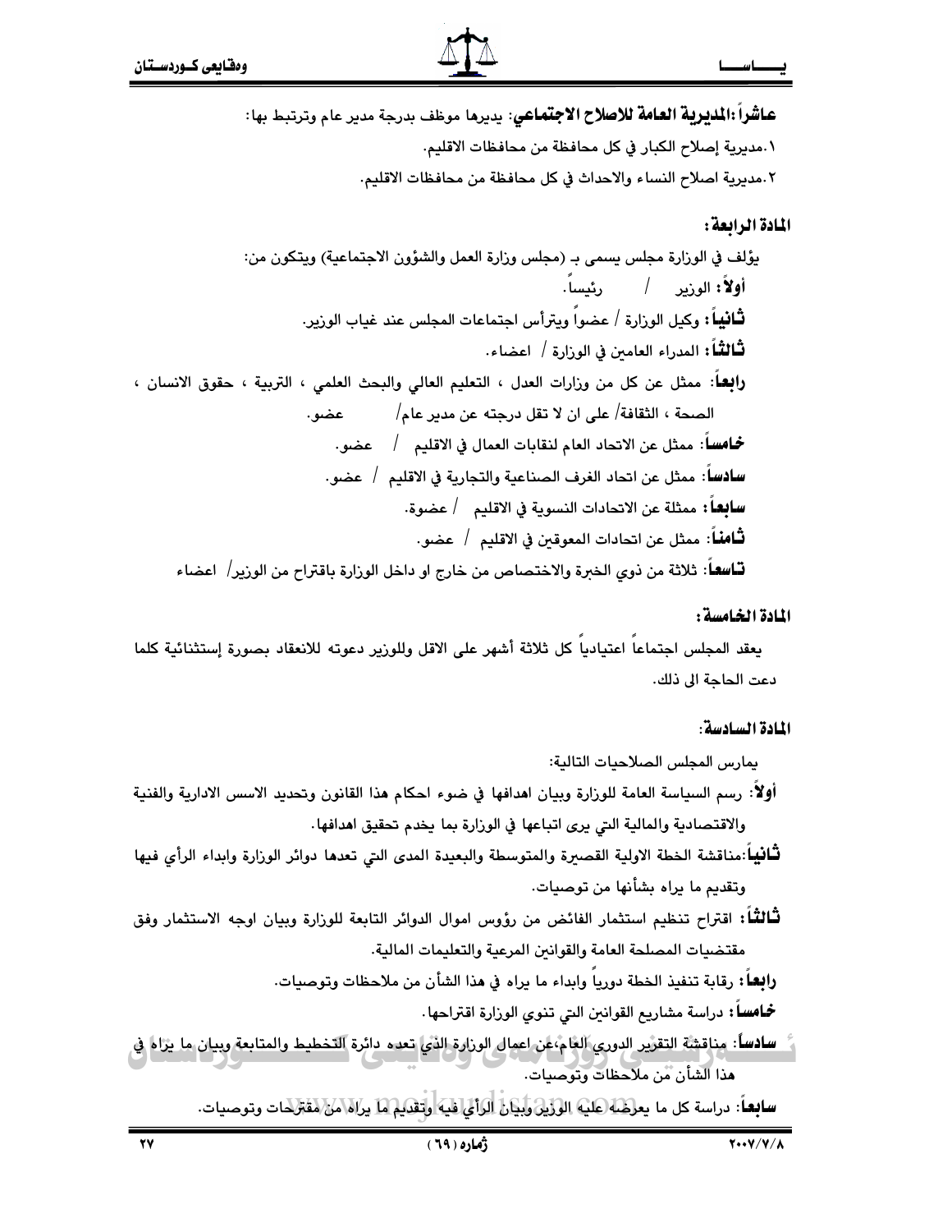**عاشراً:المديرية العامة للاصلاح الاجتماعي**: يديرها موظف بدرجة مدير عام وترتبط بها:

١.مديرية إصلاح الكبار في كل محافظة من محافظات الاقليم.

٢.مديرية اصلاح النساء والاحداث في كل محافظة من محافظات الاقليم.

### المادة الرابعة:

يؤلف في الوزارة مجلس يسمى بـ (مجلس وزارة العمل والشؤون الاجتماعية) ويتكون من:

**أولاً**: الوزير / رئيساً.

**ثانياً**: وكيل الوزارة / عضواً ويترأس اجتماعات المجلس عند غياب الوزير.

**ثالثاً**: المدراء العامين في الوزارة / اعضاء.

**رابعاً**: ممثل عن كل من وزارات العدل ، التعليم العالي والبحث العلمي ، التربية ، حقوق الانسان ، الصحة ، الثقافة/ على ان لا تقل درجته عن مدير عام/ عضو.

**خامساً**: ممثل عن الاتحاد العام لنقابات العمال في الاقليم / عضو.

**سادساً**: ممثل عن اتحاد الغرف الصناعية والتجارية في الاقليم / عضو.

**سابعاً**: ممثلة عن الاتحادات النسوية في الاقليم / عضوة.

**ثامناً**: ممثل عن اتحادات المعوقين في الاقليم / عضو.

**تاسعاً**: ثلاثة من ذوي الخبرة والاختصاص من خارج او داخل الوزارة باقتراح من الوزير/ اعضاء

### المادة الخامسة:

يعقد المجلس اجتماعاً اعتيادياً كل ثلاثة أشهر على الاقل وللوزير دعوته للانعقاد بصورة إستثنائية كلما دعت الحاجة الى ذلك.

### المادة السادسة:

يمارس المجلس الصلاحيات التالية:

**أولاً**: رسم السياسة العامة للوزارة وبيان اهدافها في ضوء احكام هذا القانون وتحديد الاسس الادارية والفنية والاقتصادية والمالية التي يرى اتباعها في الوزارة بما يخدم تحقيق اهدافها.

**ثانياً**:مناقشة الخطة الاولية القصيرة والمتوسطة والبعيدة المدى التي تعدها دوائر الوزارة وابداء الرأي فيها وتقديم ما يراه بشأنها من توصيات.

**ثالثاً**: اقتراح تنظيم استثمار الفائض من رؤوس اموال الدوائر التابعة للوزارة وبيان اوجه الاستثمار وفق مقتضيات المصلحة العامة والقوانين المرعية والتعليمات المالية.

**رابعاً**: رقابة تنفيذ الخطة دورياً وابداء ما يراه في هذا الشأن من ملاحظات وتوصيات.

**خامساً**: دراسة مشاريع القوانين التي تنوي الوزارة اقتراحها.

**سادساً**: مناقشة التقرير الدوري العام،عن اعمال الوزارة الذي تعده دائرة التخطيط والمتابعة وبيان ما يراه في هذا الشأن من ملاحظات وتوصيات.

**سابعاً**: دراسة كل ما يعرضه عليه الوزير وبيان الرأي فيه وتقديم ما يراه من مقترحات وتوصيات.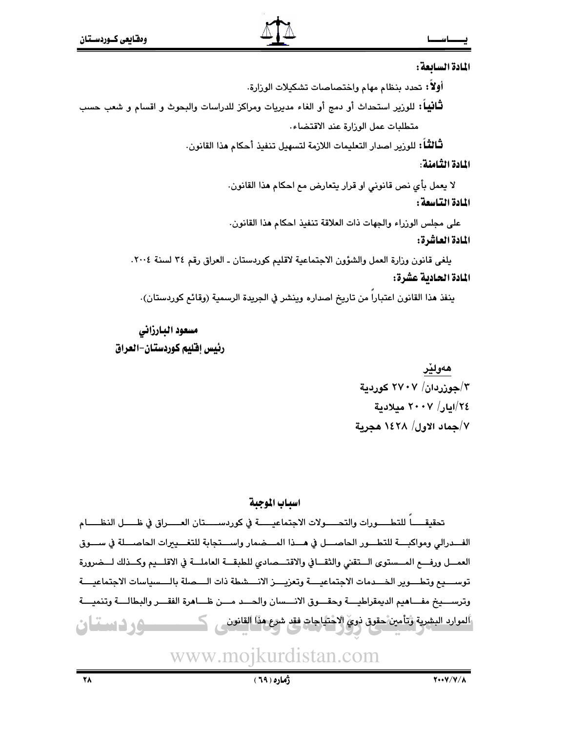**المادة السابعة:**

**أولاً:** تحدد بنظام مهام واختصاصات تشكيلات الوزارة.

**ثانياً:** للوزير استحداث أو دمج أو الغاء مديريات ومراكز للدراسات والبحوث و اقسام و شعب حسب متطلبات عمل الوزارة عند الاقتضاء.

**ثالثاً:** للوزير اصدار التعليمات اللازمة لتسهيل تنفيذ أحكام هذا القانون.

**المادة الثامنة:**

لا يعمل بأي نص قانوني او قرار يتعارض مع احكام هذا القانون.

**المادة التاسعة:**

على مجلس الوزراء والجهات ذات العلاقة تنفيذ احكام هذا القانون.

**المادة العاشرة:**

يلغى قانون وزارة العمل والشؤون الاجتماعية لاقليم كوردستان ـ العراق رقم ٣٤ لسنة ٢٠٠٤.

**المادة الحادية عشرة:**

ينفذ هذا القانون اعتباراً من تاريخ اصداره وينشر في الجريدة الرسمية (وقائع كوردستان).

**مسعود البارزاني**
**رئيس إقليم كوردستان-العراق**

هەولێر
٣/جوزردان/ ٢٧٠٧ كوردية
٢٤/ايار/ ٢٠٠٧ ميلادية
٧/جماد الاول/ ١٤٢٨ هجرية

**اسباب الموجبة**

تحقيقاً للتطورات والتحولات الاجتماعية في كوردستان العراق في ظل النظام الفدرالي ومواكبة للتطور الحاصل في هذا المضمار واستجابة للتغييرات الحاصلة في سوق العمل ورفع المستوى التقني والثقافي والاقتصادي للطبقة العاملة في الاقليم وكذلك لضرورة توسيع وتطوير الخدمات الاجتماعية وتعزيز الانشطة ذات الصلة بالسياسات الاجتماعية وترسيخ مفاهيم الديمقراطية وحقوق الانسان والحد من ظاهرة الفقر والبطالة وتنمية الموارد البشرية وتأمين حقوق ذوي الاحتياجات فقد شرع هذا القانون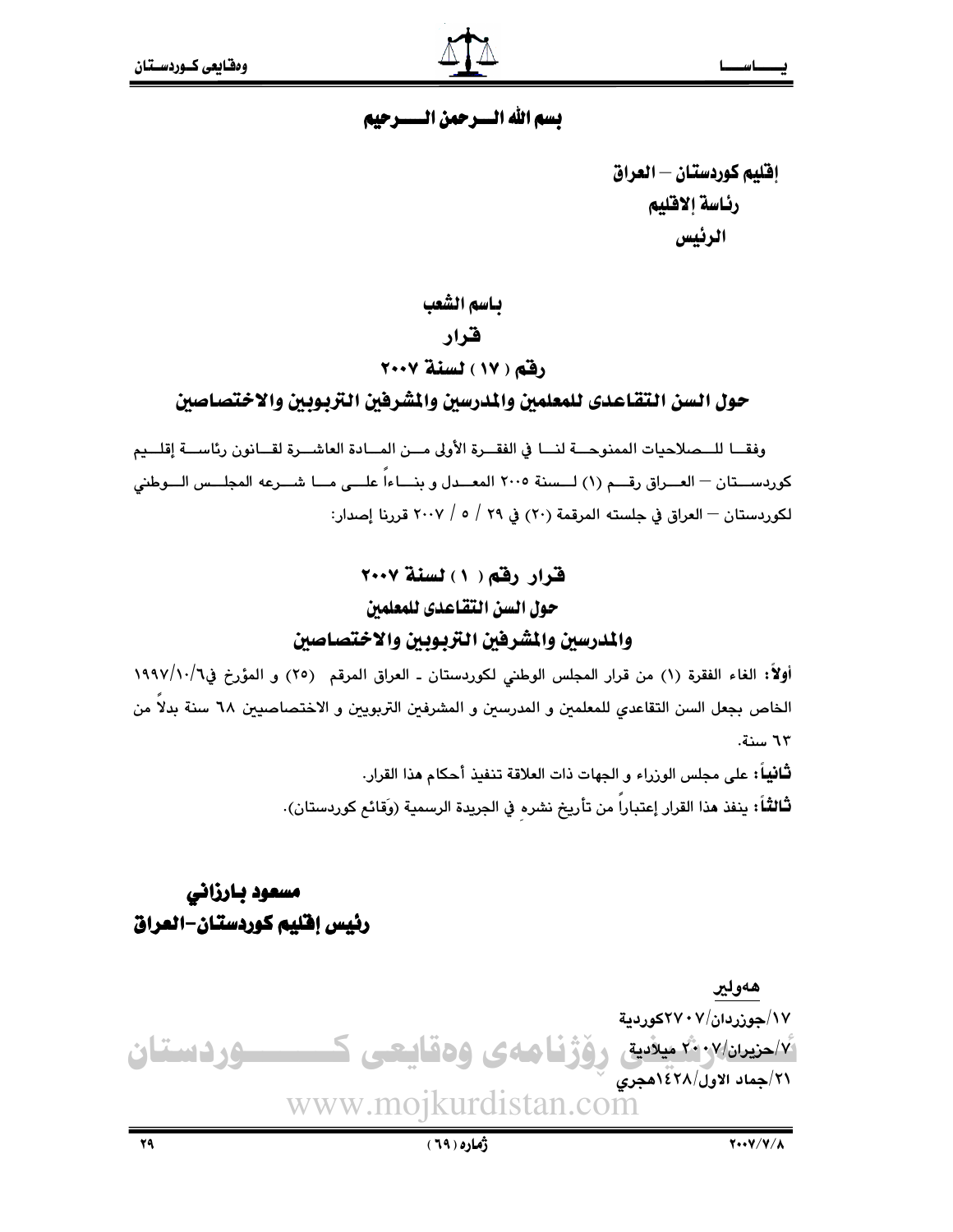بسم الله الــرحمن الـــرحيم

إقليم كوردستان – العراق
رئاسة إلاقليم
الرئيس

## باسم الشعب
## قرار
## رقم ( ١٧ ) لسنة ٢٠٠٧
## حول السن التقاعدى للمعلمين والمدرسين والمشرفين التربويين والاختصاصين

وفقــا للــصلاحيات الممنوحــة لنــا في الفقــرة الأولى مــن المــادة العاشــرة لقــانون رئاســة إقلــيم كوردســتان – العــراق رقــم (١) لــسنة ٢٠٠٥ المعــدل و بنــاءاً علــى مــا شــرعه المجلــس الــوطني لكوردستان – العراق في جلسته المرقمة (٢٠) في ٢٩ / ٥ / ٢٠٠٧ قررنا إصدار:

## قرار رقم ( ١ ) لسنة ٢٠٠٧
## حول السن التقاعدى للمعلمين
## والمدرسين والمشرفين التربويين والاختصاصين

**أولاً:** الغاء الفقرة (١) من قرار المجلس الوطني لكوردستان ـ العراق المرقم (٢٥) و المؤرخ في٦/١٠/١٩٩٧ الخاص بجعل السن التقاعدي للمعلمين و المدرسين و المشرفين التربويين و الاختصاصيين ٦٨ سنة بدلاً من ٦٣ سنة.

**ثانياً:** على مجلس الوزراء و الجهات ذات العلاقة تنفيذ أحكام هذا القرار.

**ثالثاً:** ينفذ هذا القرار إعتباراً من تأريخ نشرهِ في الجريدة الرسمية (وَقائع كوردستان).

**مسعود بارزاني**
**رئيس إقليم كوردستان-العراق**

هەولير
١٧/جوزردان/٢٧٠٧كوردية
٧/حزيران/٢٠٠٧ ميلادية
٢١/جماد الاول/١٤٢٨هجري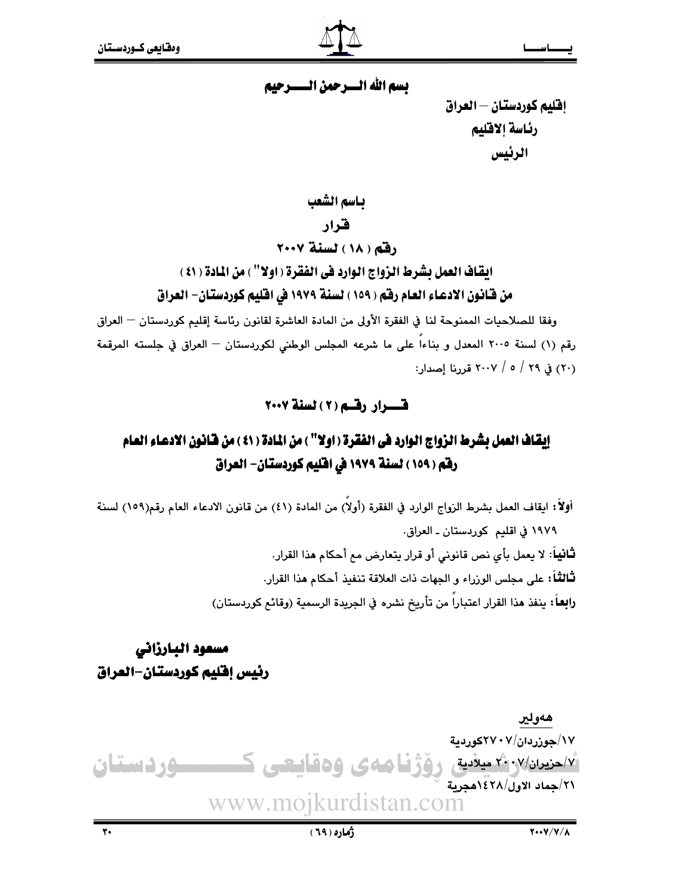بسم الله الـــرحمن الـــرحيم

إقليم كوردستان – العراق

رئاسة إلاقليم

الرئيس

## باسم الشعب

## قرار

## رقم ( ١٨ ) لسنة ٢٠٠٧

## ايقاف العمل بشرط الزواج الوارد في الفقرة ( اولا" ) من المادة ( ٤١ ) من قانون الادعاء العام رقم ( ١٥٩ ) لسنة ١٩٧٩ في اقليم كوردستان- العراق

وفقا للصلاحيات الممنوحة لنا في الفقرة الأولى من المادة العاشرة لقانون رئاسة إقليم كوردستان – العراق رقم (١) لسنة ٢٠٠٥ المعدل و بناءاً على ما شرعه المجلس الوطني لكوردستان – العراق في جلسته المرقمة (٢٠) في ٢٩ / ٥ / ٢٠٠٧ قررنا إصدار:

## قـــرار رقـــم ( ٢ ) لسنة ٢٠٠٧

## إيقاف العمل بشرط الزواج الوارد في الفقرة ( اولا" ) من المادة ( ٤١ ) من قانون الادعاء العام رقم ( ١٥٩ ) لسنة ١٩٧٩ في اقليم كوردستان- العراق

**أولاً:** ايقاف العمل بشرط الزواج الوارد في الفقرة (أولاً) من المادة (٤١) من قانون الادعاء العام رقم(١٥٩) لسنة ١٩٧٩ في اقليم كوردستان ـ العراق.

**ثانياً:** لا يعمل بأي نص قانوني أو قرار يتعارض مع أحكام هذا القرار.

**ثالثاً:** على مجلس الوزراء و الجهات ذات العلاقة تنفيذ أحكام هذا القرار.

**رابعاً:** ينفذ هذا القرار اعتباراً من تأريخ نشره في الجريدة الرسمية (وقائع كوردستان)

**مسعود البارزاني**

**رئيس إقليم كوردستان-العراق**

هەولێر

١٧/جوزردان/٢٧٠٧كوردية

٧/حزيران/٢٠٠٧ ميلادية

٢١/جماد الاول/١٤٢٨هجرية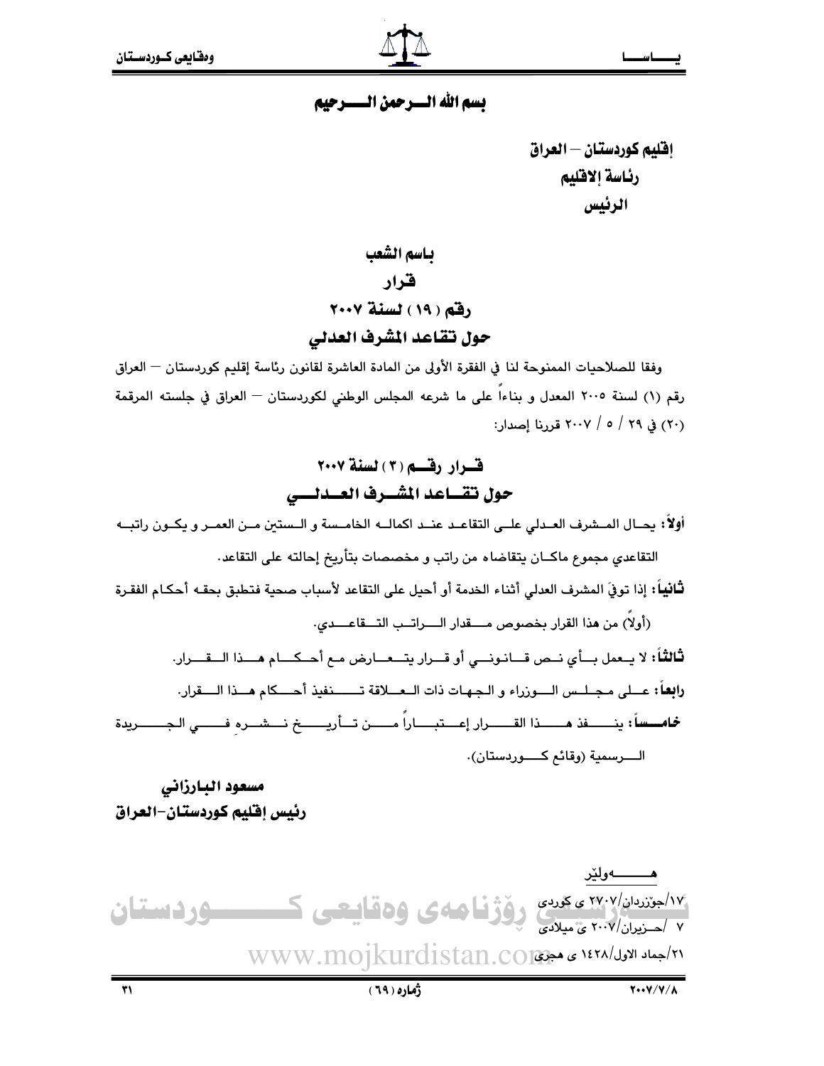بسم الله الرحمن الرحيم

إقليم كوردستان – العراق
رئاسة الاقليم
الرئيس

## باسم الشعب
## قرار
## رقم ( ١٩ ) لسنة ٢٠٠٧
## حول تقاعد المشرف العدلي

وفقا للصلاحيات الممنوحة لنا في الفقرة الأولى من المادة العاشرة لقانون رئاسة إقليم كوردستان – العراق رقم (١) لسنة ٢٠٠٥ المعدل و بناءاً على ما شرعه المجلس الوطني لكوردستان – العراق في جلسته المرقمة (٢٠) في ٢٩ / ٥ / ٢٠٠٧ قررنا إصدار:

## قرار رقم ( ٣ ) لسنة ٢٠٠٧
## حول تقاعد المشرف العدلي

**أولاً:** يحال المشرف العدلي على التقاعد عند اكماله الخامسة و الستين من العمر و يكون راتبه التقاعدي مجموع ماكان يتقاضاه من راتب و مخصصات بتأريخ إحالته على التقاعد.

**ثانياً:** إذا توفيَ المشرف العدلي أثناء الخدمة أو أحيل على التقاعد لأسباب صحية فتطبق بحقه أحكام الفقرة (أولاً) من هذا القرار بخصوص مقدار الراتب التقاعدي.

**ثالثاً:** لا يعمل بأي نص قانوني أو قرار يتعارض مع أحكام هذا القرار.

**رابعاً:** على مجلس الوزراء و الجهات ذات العلاقة تنفيذ أحكام هذا القرار.

**خامساً:** ينفذ هذا القرار إعتباراً من تأريخ نشره في الجريدة الرسمية (وقائع كوردستان).

**مسعود البارزاني**
**رئيس إقليم كوردستان-العراق**

هەولێر
١٧/جۆزەردان/٢٧٠٧ ى كوردى
٧ /حـزيران/٢٠٠٧ ى ميلادى
٢١/جماد الاول/١٤٢٨ ى هجرى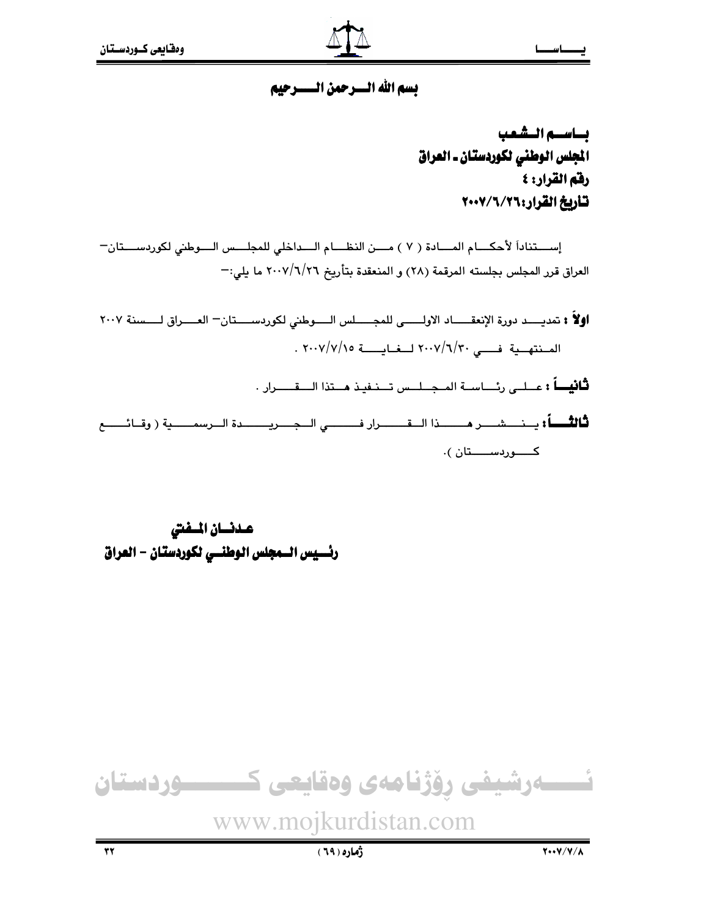**بسم الله الرحمن الرحيم**

**باسم الشعب**
**المجلس الوطني لكوردستان ـ العراق**
**رقم القرار: ٤**
**تاريخ القرار: ٢٠٠٧/٦/٢٦**

إستناداً لأحكام المادة ( ٧ ) من النظام الداخلي للمجلس الوطني لكوردستان– العراق قرر المجلس بجلسته المرقمة (٢٨) و المنعقدة بتأريخ ٢٠٠٧/٦/٢٦ ما يلي:–

**اولاً :** تمديد دورة الإنعقاد الاولى للمجلس الوطني لكوردستان– العراق لسنة ٢٠٠٧ المنتهية في ٢٠٠٧/٦/٣٠ لغاية ٢٠٠٧/٧/١٥ .

**ثانياً :** على رئاسة المجلس تنفيذ هذا القرار .

**ثالثاً :** ينشر هذا القرار في الجريدة الرسمية ( وقائع كوردستان ).

**عدنان المفتي**
**رئيس المجلس الوطني لكوردستان – العراق**